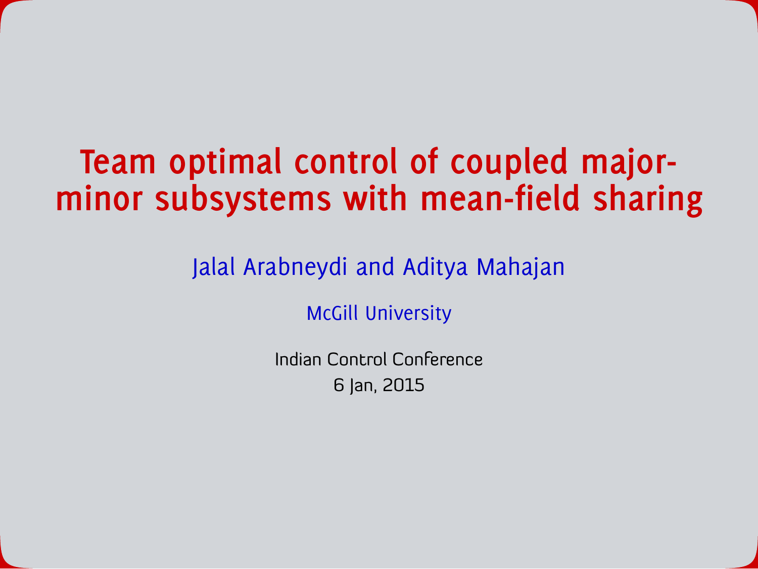# Team optimal control of coupled major-minor subsystems with mean-field sharing

Jalal Arabneydi and Aditya Mahajan

McGill University

Indian Control Conference

6 Jan, 2015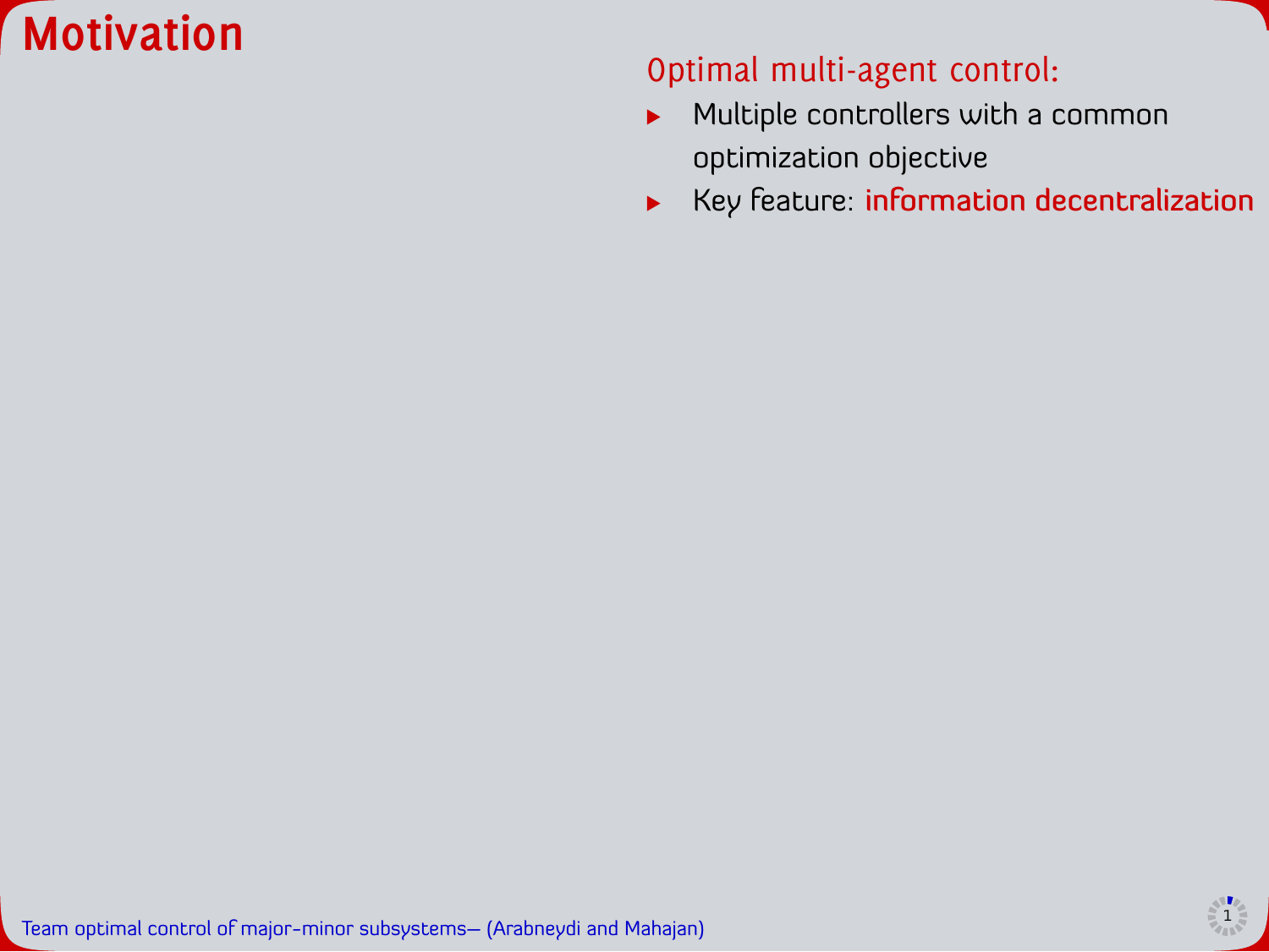# Motivation

Optimal multi-agent control:

- Multiple controllers with a common optimization objective
- Key feature: **information decentralization**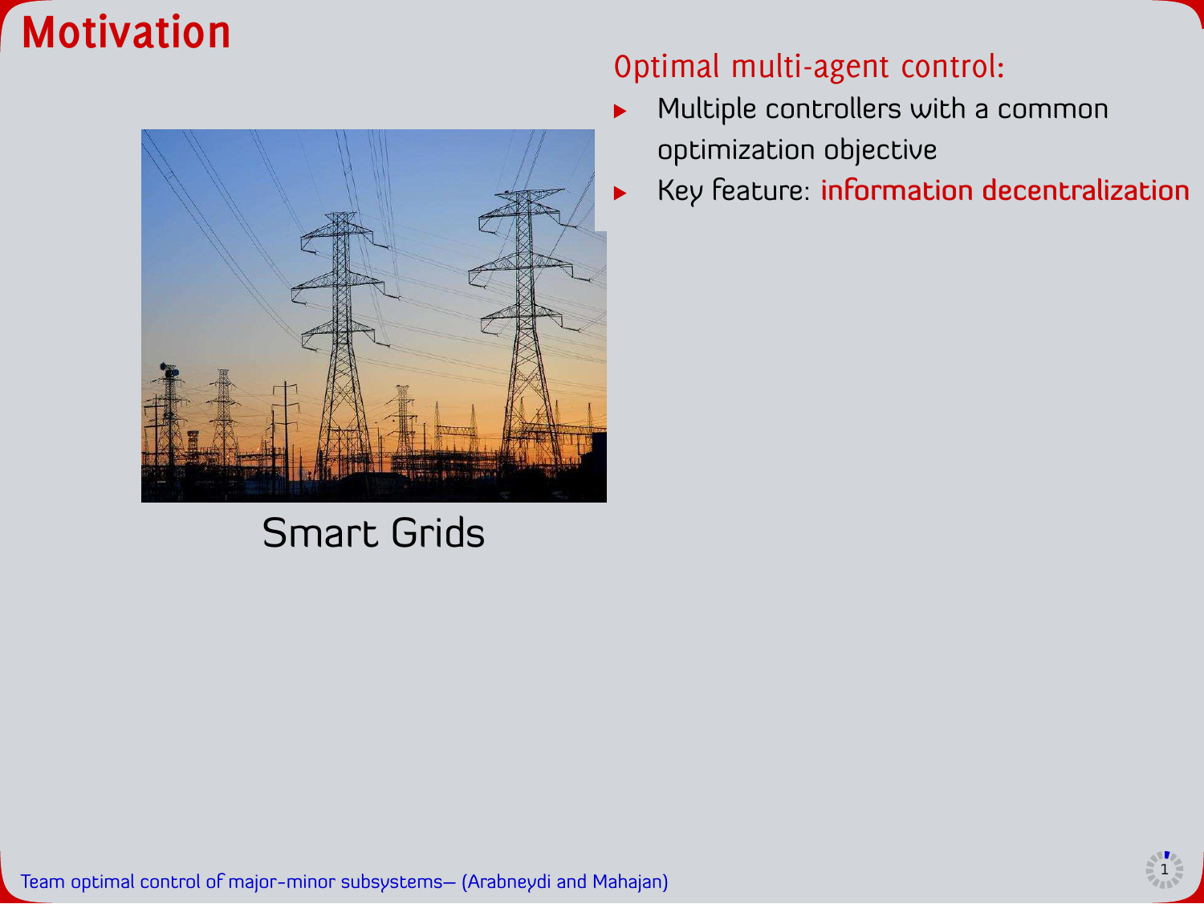# Motivation

Smart Grids

## Optimal multi-agent control:

- Multiple controllers with a common optimization objective
- Key feature: **information decentralization**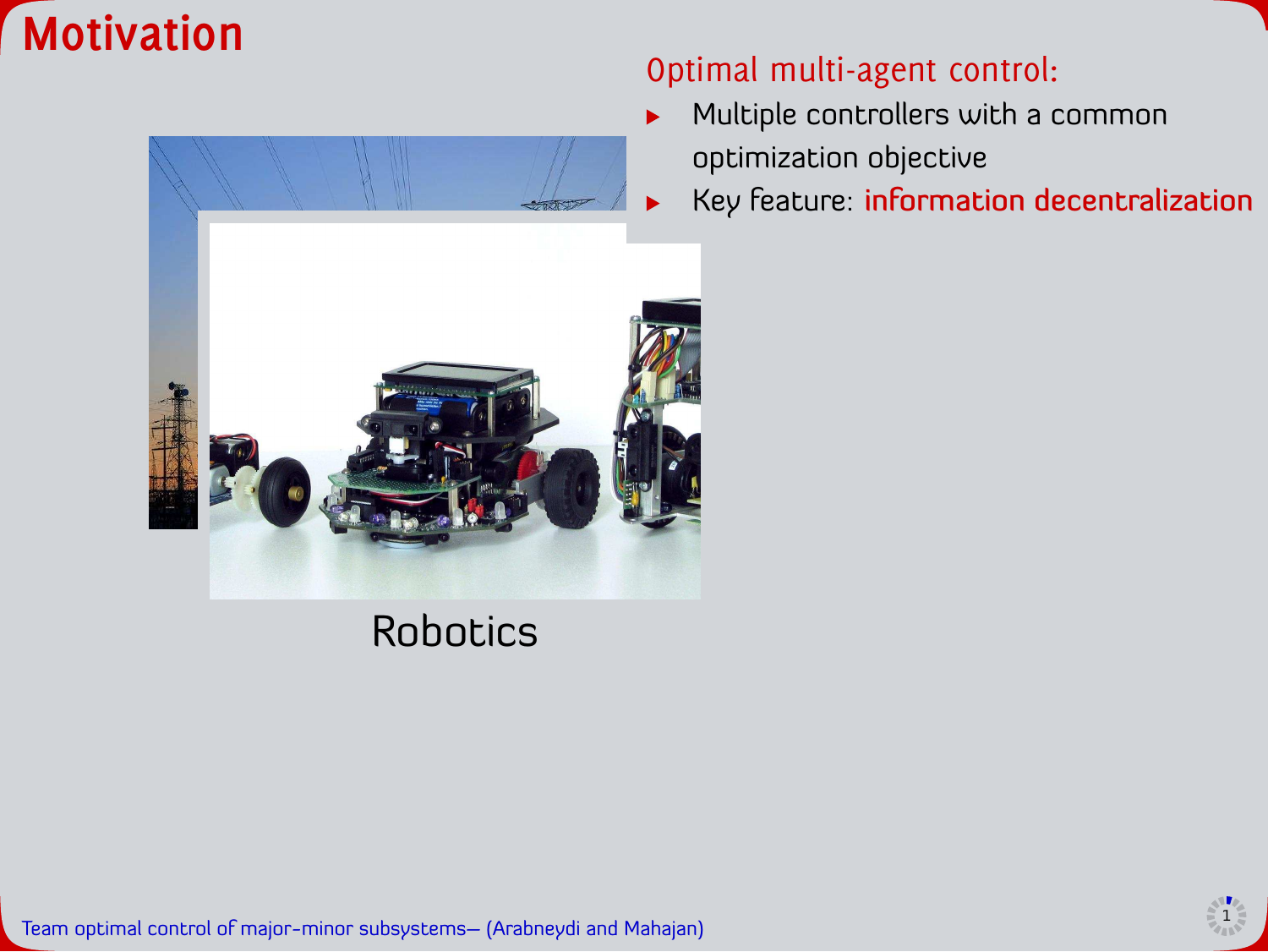# Motivation

Robotics

Optimal multi-agent control:

- Multiple controllers with a common optimization objective
- Key feature: **information decentralization**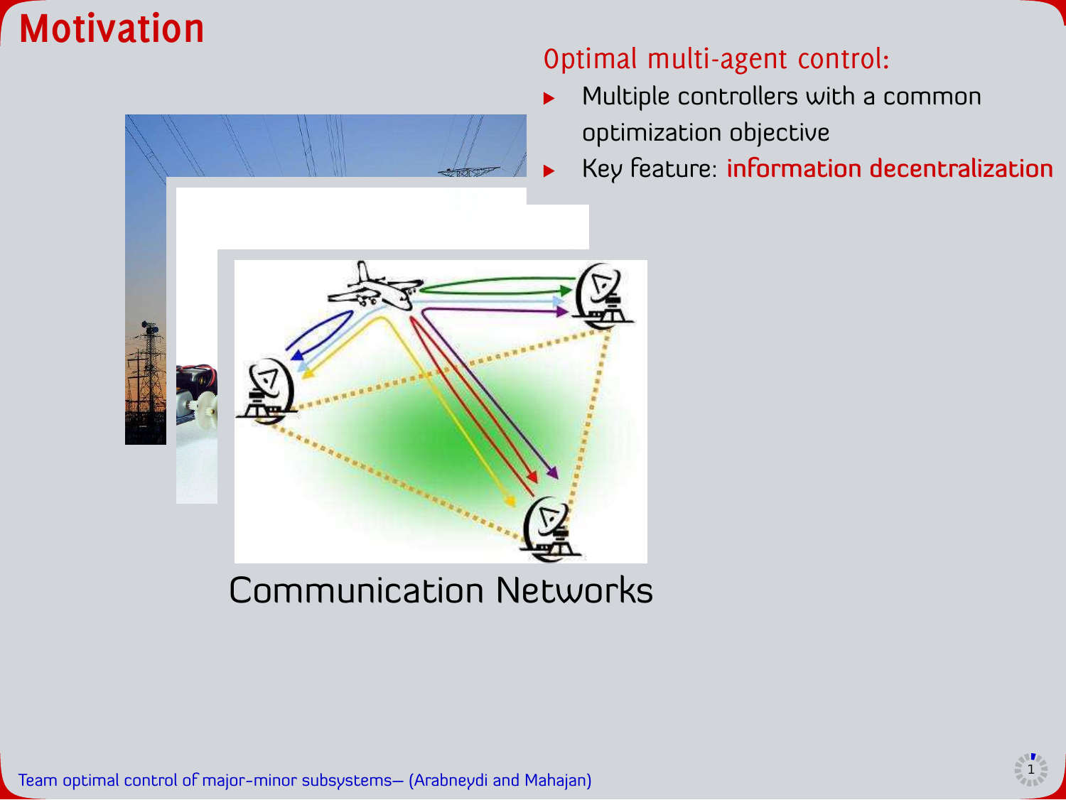# Motivation

Optimal multi-agent control:

- Multiple controllers with a common optimization objective
- Key feature: **information decentralization**

Communication Networks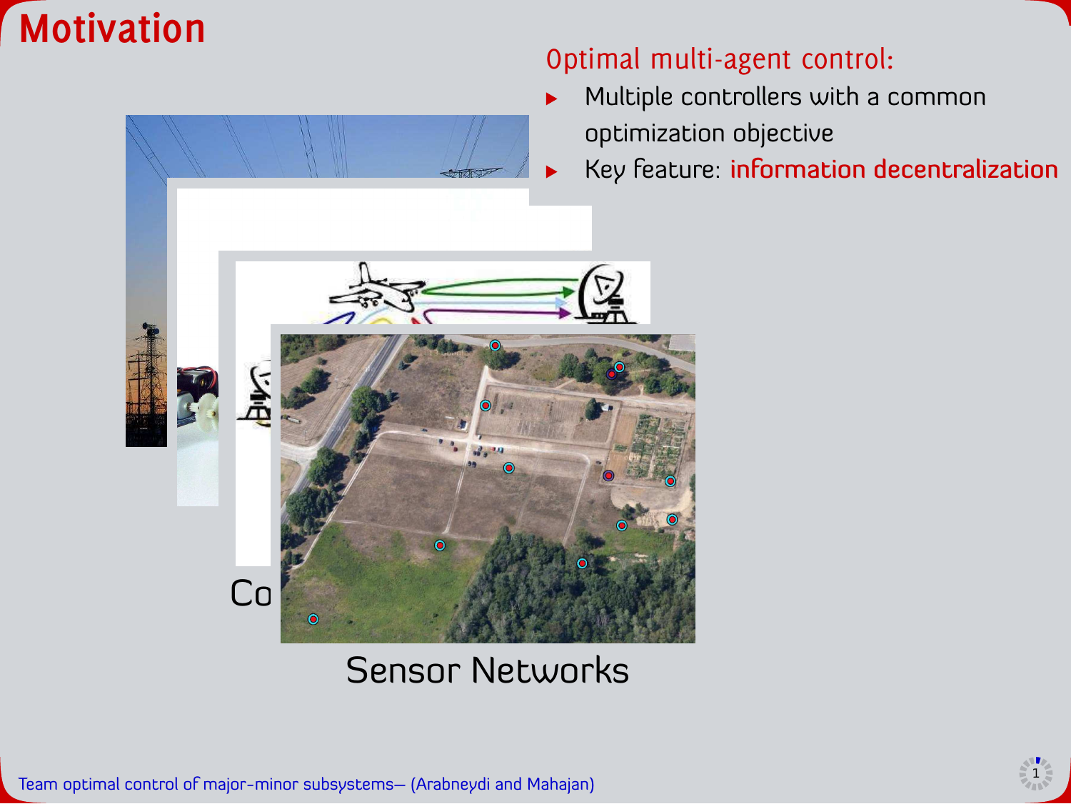# Motivation

Optimal multi-agent control:

- Multiple controllers with a common optimization objective
- Key feature: **information decentralization**

Co

Sensor Networks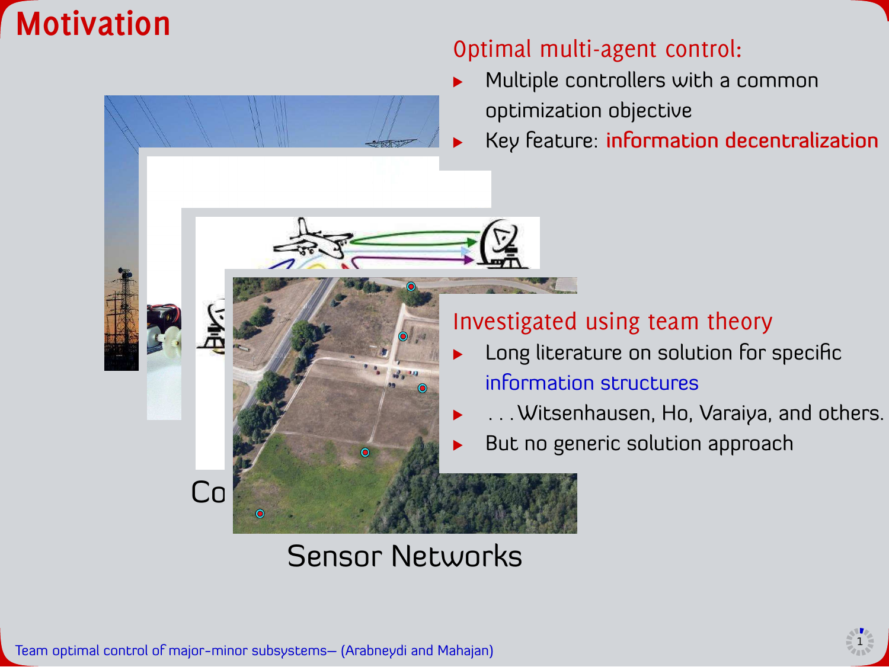# Motivation

Optimal multi-agent control:

- Multiple controllers with a common optimization objective
- Key feature: **information decentralization**

Co

Sensor Networks

Investigated using team theory

- Long literature on solution for specific information structures
- . . . Witsenhausen, Ho, Varaiya, and others.
- But no generic solution approach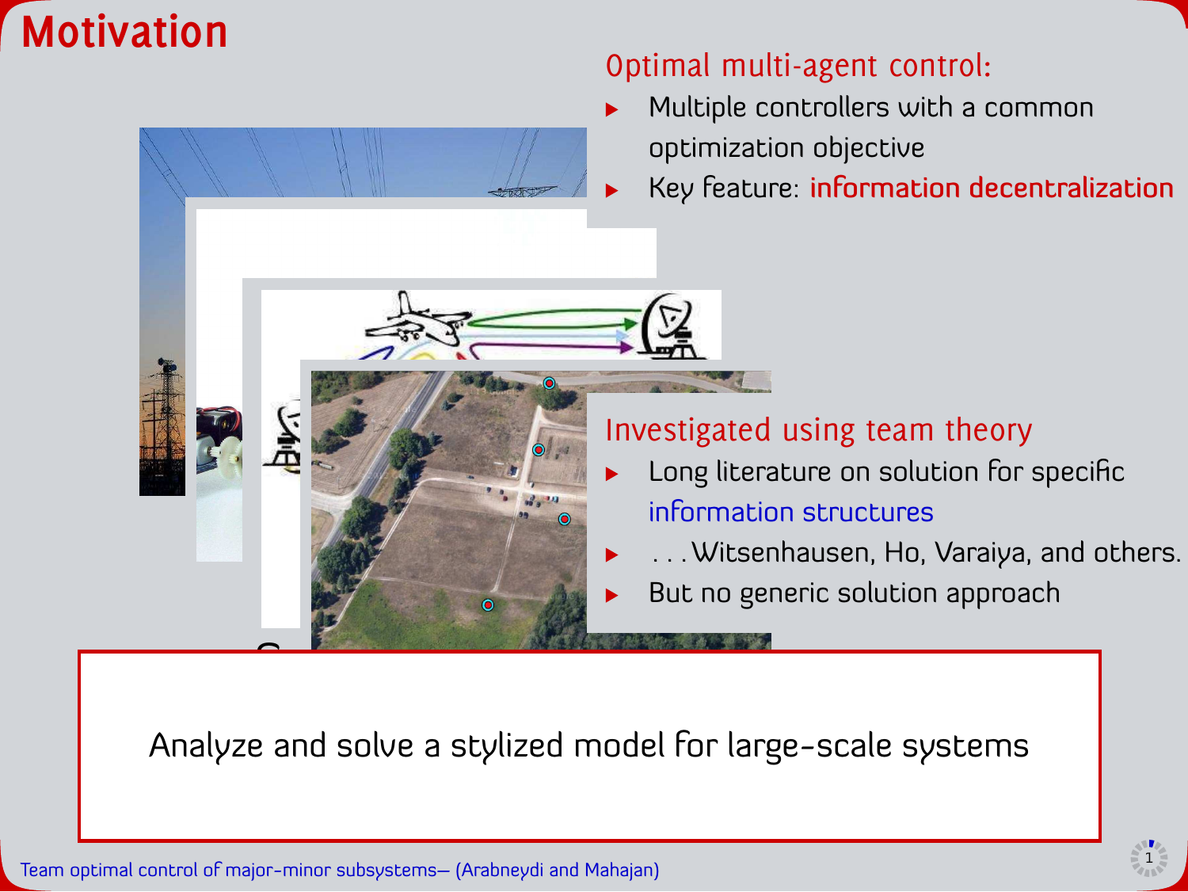# Motivation

Optimal multi-agent control:

- Multiple controllers with a common optimization objective
- Key feature: **information decentralization**

Investigated using team theory

- Long literature on solution for specific information structures
- . . .Witsenhausen, Ho, Varaiya, and others.
- But no generic solution approach

Analyze and solve a stylized model for large-scale systems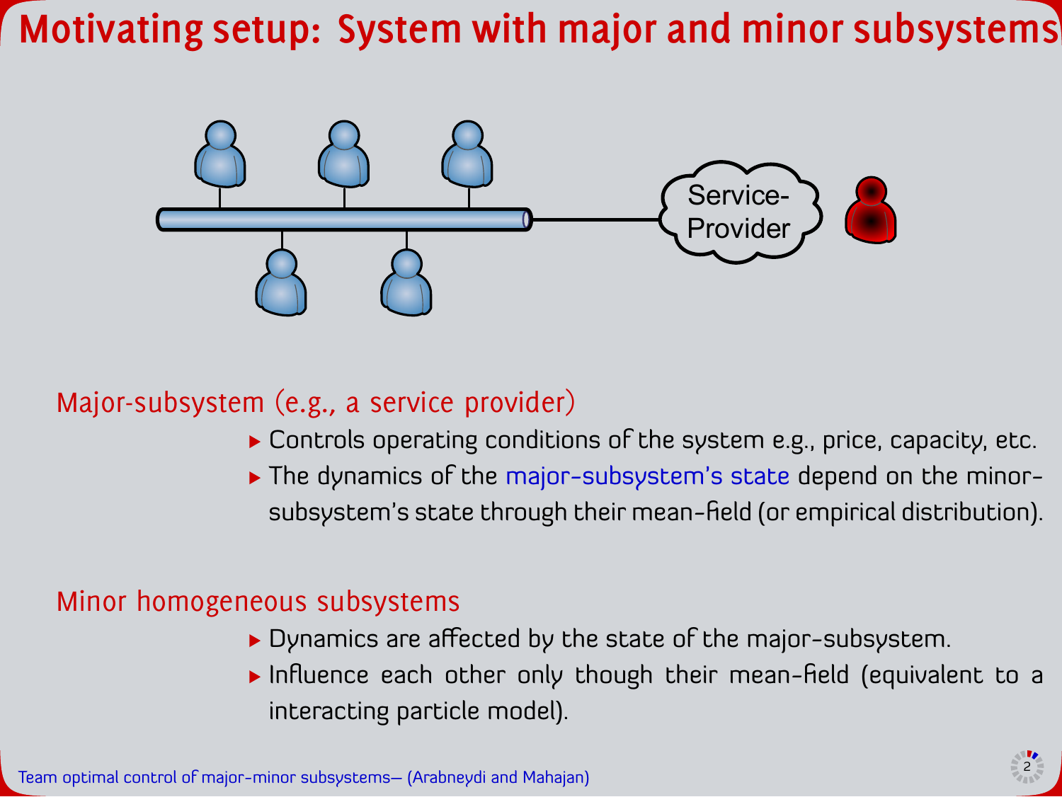# Motivating setup: System with major and minor subsystems

Service-Provider

## Major-subsystem (e.g., a service provider)

- Controls operating conditions of the system e.g., price, capacity, etc.
- The dynamics of the major-subsystem's state depend on the minor-subsystem's state through their mean-field (or empirical distribution).

## Minor homogeneous subsystems

- Dynamics are affected by the state of the major-subsystem.
- Influence each other only though their mean-field (equivalent to a interacting particle model).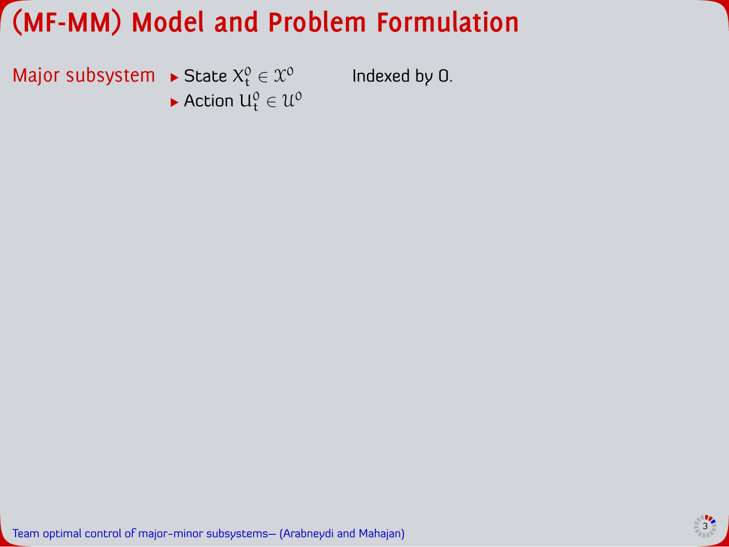# (MF-MM) Model and Problem Formulation

Major subsystem

- State $X_t^0 \in \mathcal{X}^0$
- Action $U_t^0 \in \mathcal{U}^0$

Indexed by 0.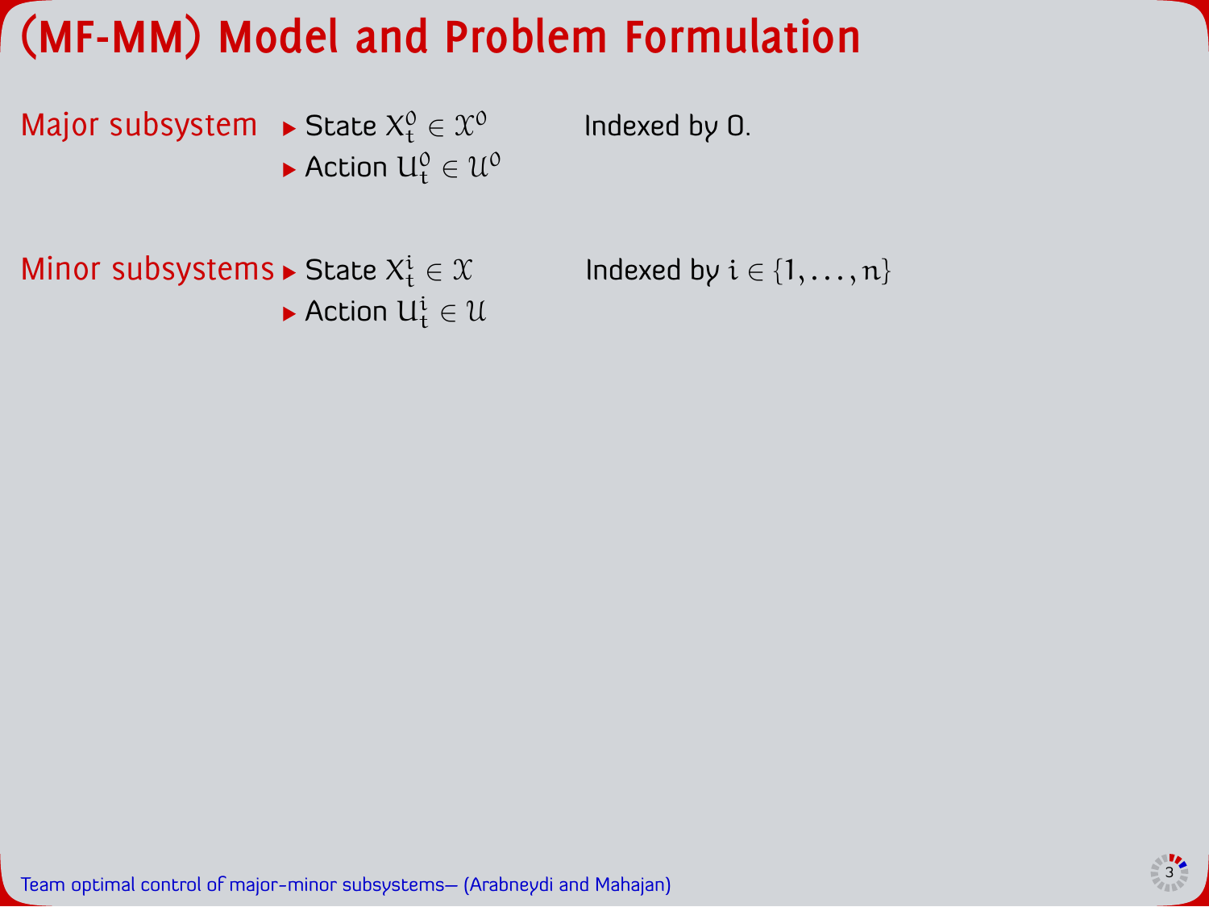# (MF-MM) Model and Problem Formulation

**Major subsystem**

- State $X_t^0 \in \mathcal{X}^0$
- Action $U_t^0 \in \mathcal{U}^0$

Indexed by 0.

**Minor subsystems**

- State $X_t^i \in \mathcal{X}$
- Action $U_t^i \in \mathcal{U}$

Indexed by $i \in \{1, \dots, n\}$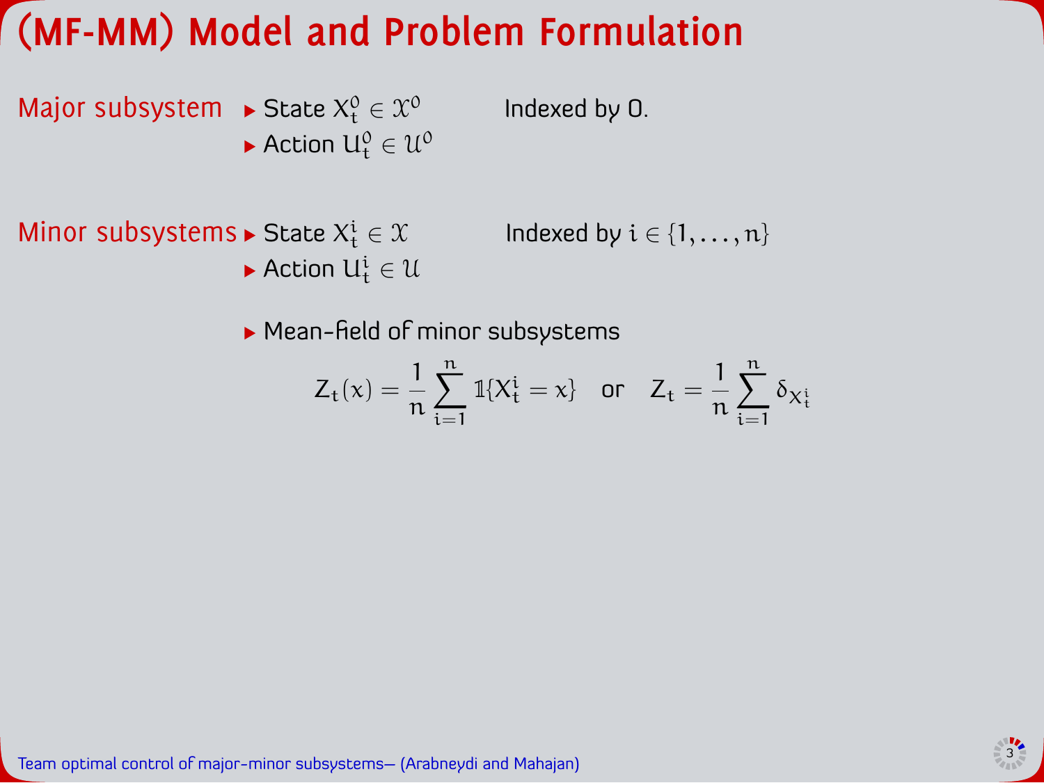# (MF-MM) Model and Problem Formulation

**Major subsystem**

- State $X_t^0 \in \mathcal{X}^0$
- Action $U_t^0 \in \mathcal{U}^0$

Indexed by 0.

**Minor subsystems**

- State $X_t^i \in \mathcal{X}$
- Action $U_t^i \in \mathcal{U}$

Indexed by $i \in \{1, \dots, n\}$

- Mean-field of minor subsystems

$$Z_t(x) = \frac{1}{n} \sum_{i=1}^{n} \mathbb{1}\{X_t^i = x\} \quad \text{or} \quad Z_t = \frac{1}{n} \sum_{i=1}^{n} \delta_{X_t^i}$$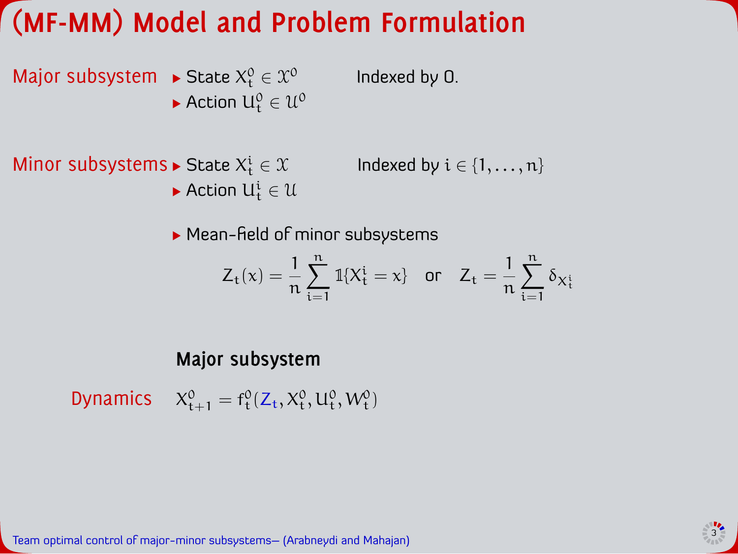# (MF-MM) Model and Problem Formulation

**Major subsystem**

- State $X^0_t \in \mathcal{X}^0$
- Action $U^0_t \in \mathcal{U}^0$

Indexed by 0.

**Minor subsystems**

- State $X^i_t \in \mathcal{X}$
- Action $U^i_t \in \mathcal{U}$

Indexed by $i \in \{1, \dots, n\}$

- Mean-field of minor subsystems

$$Z_t(x) = \frac{1}{n} \sum_{i=1}^{n} \mathbb{1}\{X^i_t = x\} \quad \text{or} \quad Z_t = \frac{1}{n} \sum_{i=1}^{n} \delta_{X^i_t}$$

### Major subsystem

**Dynamics** $\quad X^0_{t+1} = f^0_t(Z_t, X^0_t, U^0_t, W^0_t)$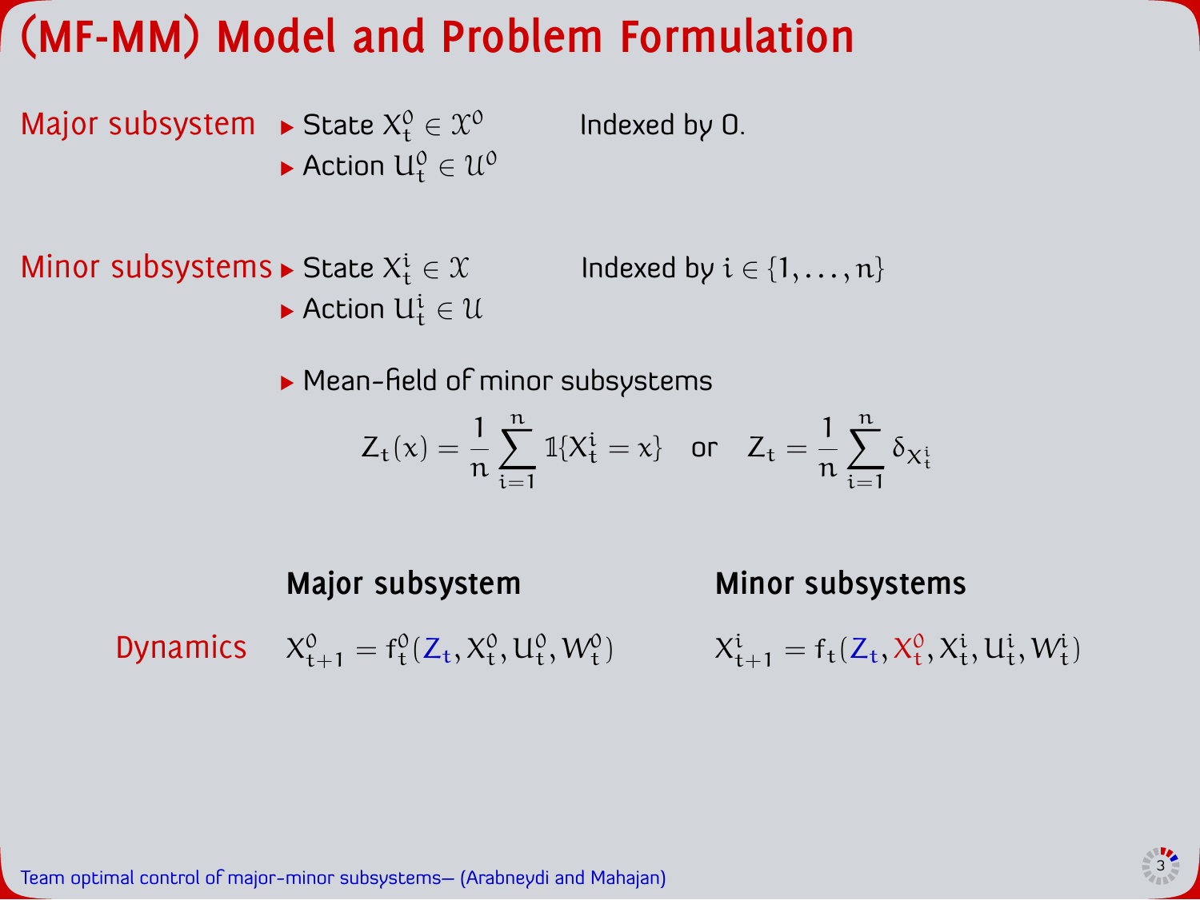# (MF-MM) Model and Problem Formulation

**Major subsystem**

- State $X^0_t \in \mathcal{X}^0$
- Action $U^0_t \in \mathcal{U}^0$

Indexed by 0.

**Minor subsystems**

- State $X^i_t \in \mathcal{X}$
- Action $U^i_t \in \mathcal{U}$

Indexed by $i \in \{1, \dots, n\}$

- Mean-field of minor subsystems

$$Z_t(x) = \frac{1}{n} \sum_{i=1}^{n} \mathbb{1}\{X^i_t = x\} \quad \text{or} \quad Z_t = \frac{1}{n} \sum_{i=1}^{n} \delta_{X^i_t}$$

| | **Major subsystem** | **Minor subsystems** |
| --- | --- | --- |
| Dynamics | $X^0_{t+1} = f^0_t(Z_t, X^0_t, U^0_t, W^0_t)$ | $X^i_{t+1} = f_t(Z_t, X^0_t, X^i_t, U^i_t, W^i_t)$ |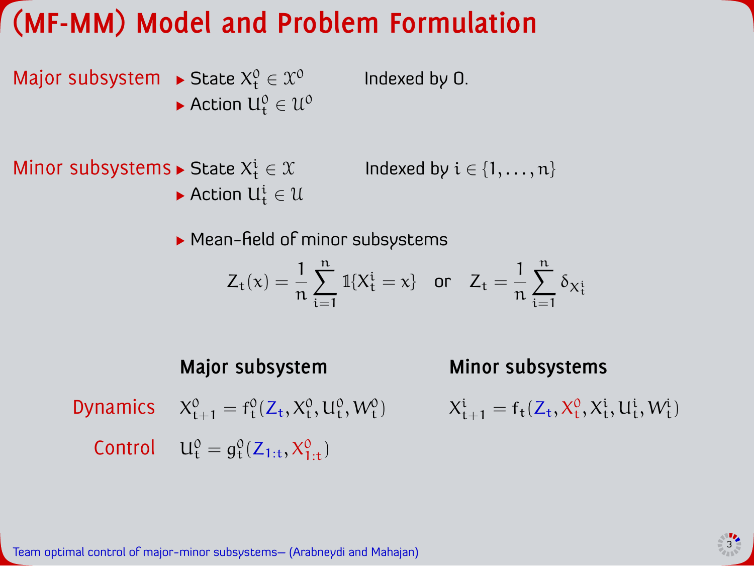# (MF-MM) Model and Problem Formulation

**Major subsystem**

- State $X^0_t \in \mathcal{X}^0$
- Action $U^0_t \in \mathcal{U}^0$

Indexed by 0.

**Minor subsystems**

- State $X^i_t \in \mathcal{X}$
- Action $U^i_t \in \mathcal{U}$

Indexed by $i \in \{1, \dots, n\}$

- Mean-field of minor subsystems

$$Z_t(x) = \frac{1}{n} \sum_{i=1}^{n} \mathbb{1}\{X^i_t = x\} \quad \text{or} \quad Z_t = \frac{1}{n} \sum_{i=1}^{n} \delta_{X^i_t}$$

| | Major subsystem | Minor subsystems |
| --- | --- | --- |
| Dynamics | $X^0_{t+1} = f^0_t(Z_t, X^0_t, U^0_t, W^0_t)$ | $X^i_{t+1} = f_t(Z_t, X^0_t, X^i_t, U^i_t, W^i_t)$ |
| Control | $U^0_t = g^0_t(Z_{1:t}, X^0_{1:t})$ | |

Team optimal control of major-minor subsystems– (Arabneydi and Mahajan)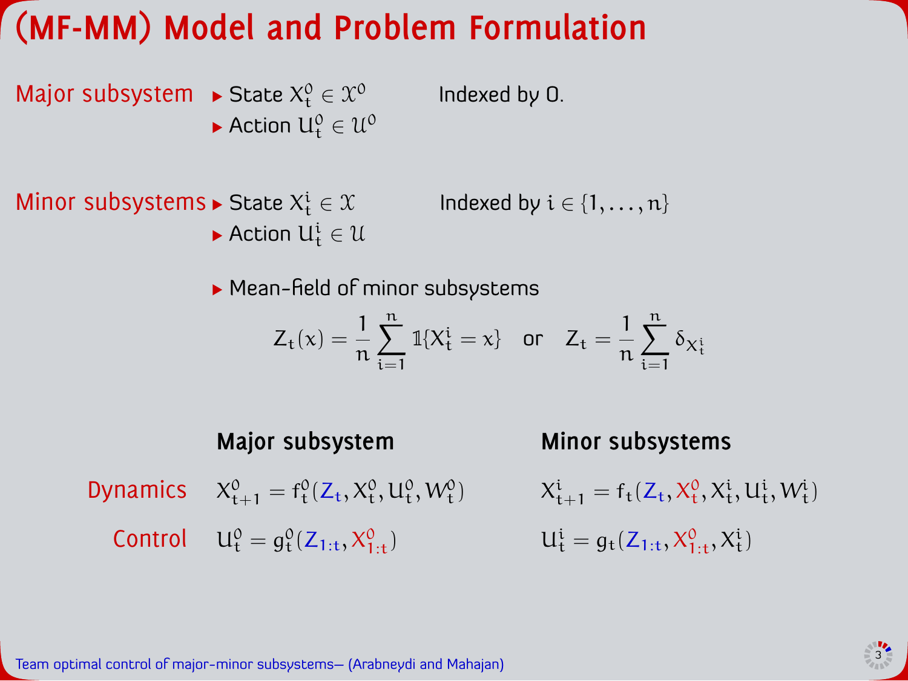# (MF-MM) Model and Problem Formulation

**Major subsystem**

- State $X_t^0 \in \mathcal{X}^0$
- Action $U_t^0 \in \mathcal{U}^0$

Indexed by 0.

**Minor subsystems**

- State $X_t^i \in \mathcal{X}$
- Action $U_t^i \in \mathcal{U}$

Indexed by $i \in \{1, \dots, n\}$

- Mean-field of minor subsystems

$$Z_t(x) = \frac{1}{n} \sum_{i=1}^{n} \mathbb{1}\{X_t^i = x\} \quad \text{or} \quad Z_t = \frac{1}{n} \sum_{i=1}^{n} \delta_{X_t^i}$$

| | **Major subsystem** | **Minor subsystems** |
|---|---|---|
| Dynamics | $X_{t+1}^0 = f_t^0(Z_t, X_t^0, U_t^0, W_t^0)$ | $X_{t+1}^i = f_t(Z_t, X_t^0, X_t^i, U_t^i, W_t^i)$ |
| Control | $U_t^0 = g_t^0(Z_{1:t}, X_{1:t}^0)$ | $U_t^i = g_t(Z_{1:t}, X_{1:t}^0, X_t^i)$ |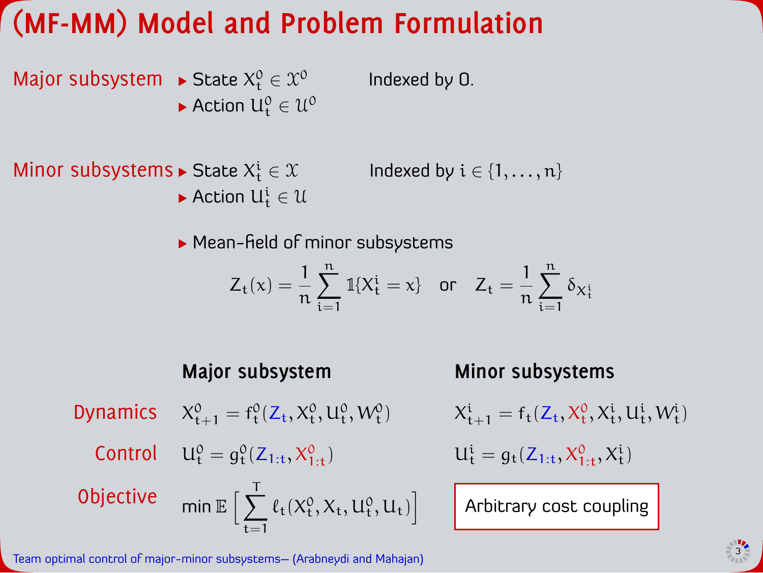# (MF-MM) Model and Problem Formulation

**Major subsystem**

- State $X^0_t \in \mathcal{X}^0$
- Action $U^0_t \in \mathcal{U}^0$

Indexed by 0.

**Minor subsystems**

- State $X^i_t \in \mathcal{X}$
- Action $U^i_t \in \mathcal{U}$

Indexed by $i \in \{1, \dots, n\}$

- Mean-field of minor subsystems

$$Z_t(x) = \frac{1}{n} \sum_{i=1}^{n} \mathbb{1}\{X^i_t = x\} \quad \text{or} \quad Z_t = \frac{1}{n} \sum_{i=1}^{n} \delta_{X^i_t}$$

| | **Major subsystem** | **Minor subsystems** |
|---|---|---|
| Dynamics | $X^0_{t+1} = f^0_t(Z_t, X^0_t, U^0_t, W^0_t)$ | $X^i_{t+1} = f_t(Z_t, X^0_t, X^i_t, U^i_t, W^i_t)$ |
| Control | $U^0_t = g^0_t(Z_{1:t}, X^0_{1:t})$ | $U^i_t = g_t(Z_{1:t}, X^0_{1:t}, X^i_t)$ |
| Objective | $\min \mathbb{E}\Big[\sum_{t=1}^{T} \ell_t(X^0_t, X_t, U^0_t, U_t)\Big]$ | Arbitrary cost coupling |

Team optimal control of major-minor subsystems– (Arabneydi and Mahajan)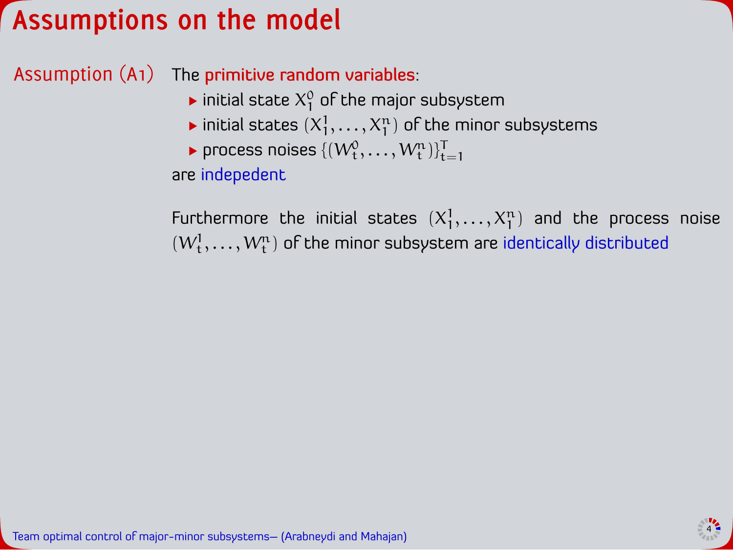# Assumptions on the model

**Assumption (A1)** The primitive random variables:

- initial state $X_1^0$ of the major subsystem
- initial states $(X_1^1, \dots, X_1^n)$ of the minor subsystems
- process noises $\{(W_t^0, \dots, W_t^n)\}_{t=1}^T$

are indepedent

Furthermore the initial states $(X_1^1, \dots, X_1^n)$ and the process noise $(W_t^1, \dots, W_t^n)$ of the minor subsystem are identically distributed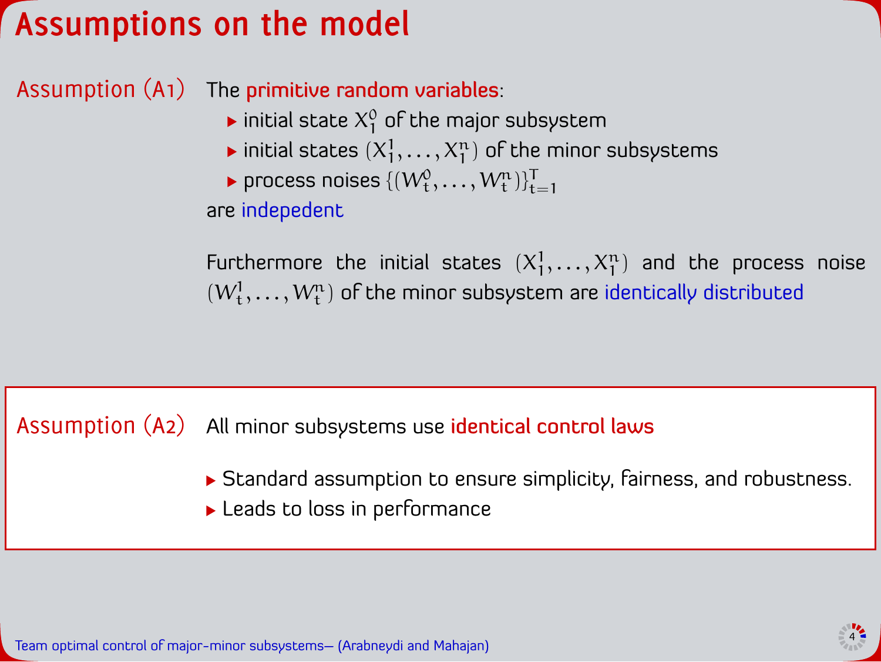# Assumptions on the model

**Assumption (A1)** The **primitive random variables**:

- initial state $X^0_1$ of the major subsystem
- initial states $(X^1_1, \dots, X^n_1)$ of the minor subsystems
- process noises $\{(W^0_t, \dots, W^n_t)\}_{t=1}^T$

are indepedent

Furthermore the initial states $(X^1_1, \dots, X^n_1)$ and the process noise $(W^1_t, \dots, W^n_t)$ of the minor subsystem are identically distributed

**Assumption (A2)** All minor subsystems use **identical control laws**

- Standard assumption to ensure simplicity, fairness, and robustness.
- Leads to loss in performance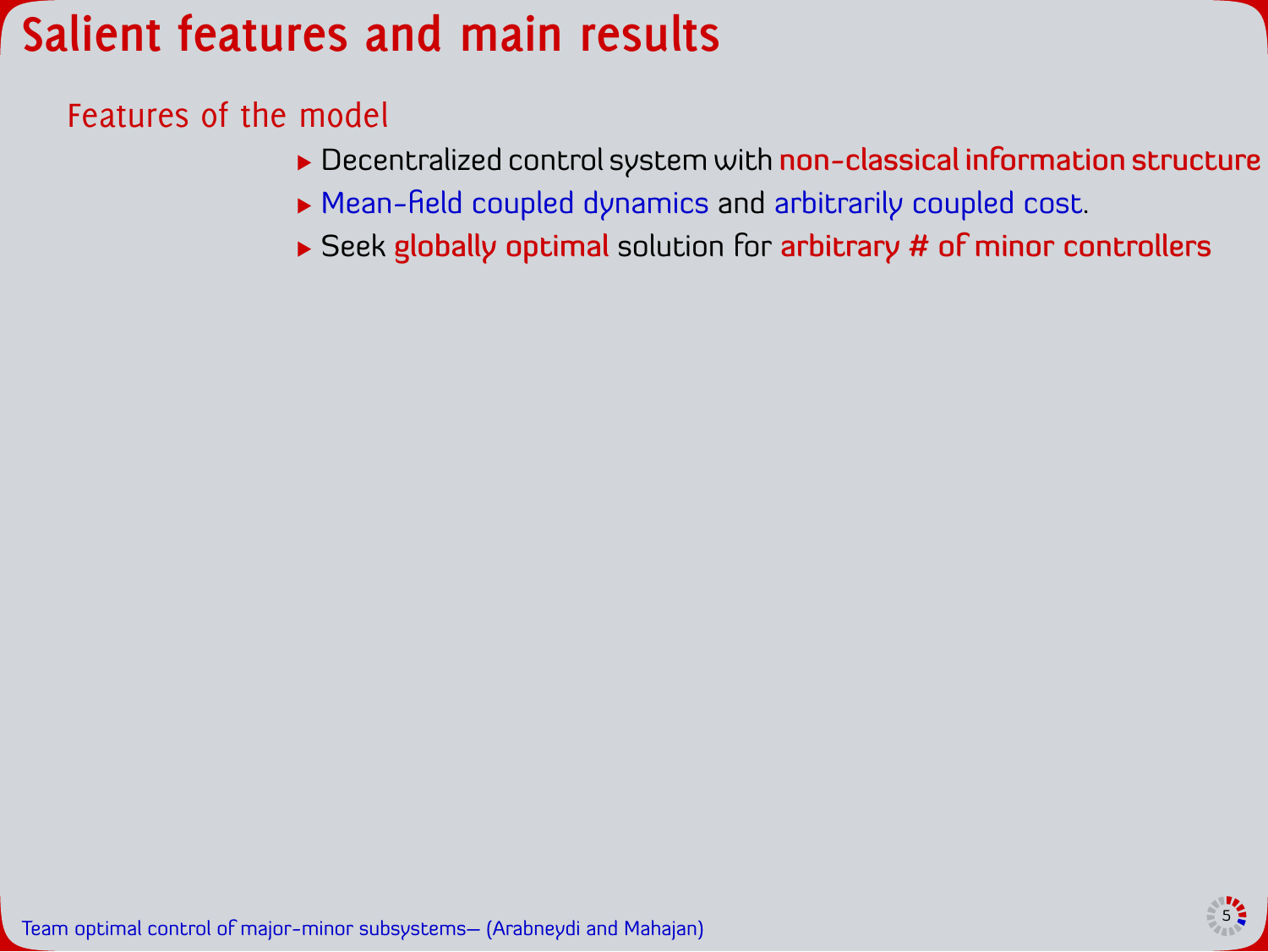# Salient features and main results

## Features of the model

- Decentralized control system with non-classical information structure
- Mean-field coupled dynamics and arbitrarily coupled cost.
- Seek globally optimal solution for arbitrary # of minor controllers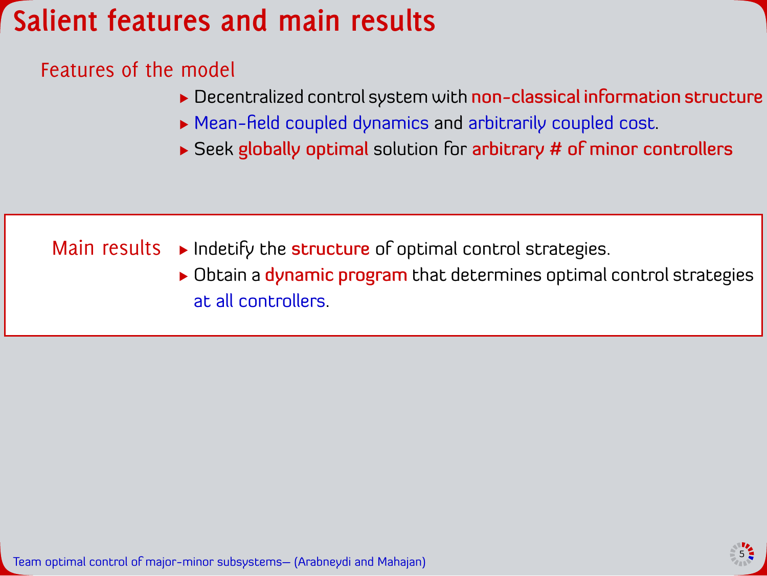# Salient features and main results

## Features of the model

- Decentralized control system with **non-classical information structure**
- Mean-field coupled dynamics and arbitrarily coupled cost.
- Seek **globally optimal** solution for **arbitrary # of minor controllers**

## Main results

- Indetify the **structure** of optimal control strategies.
- Obtain a **dynamic program** that determines optimal control strategies at all controllers.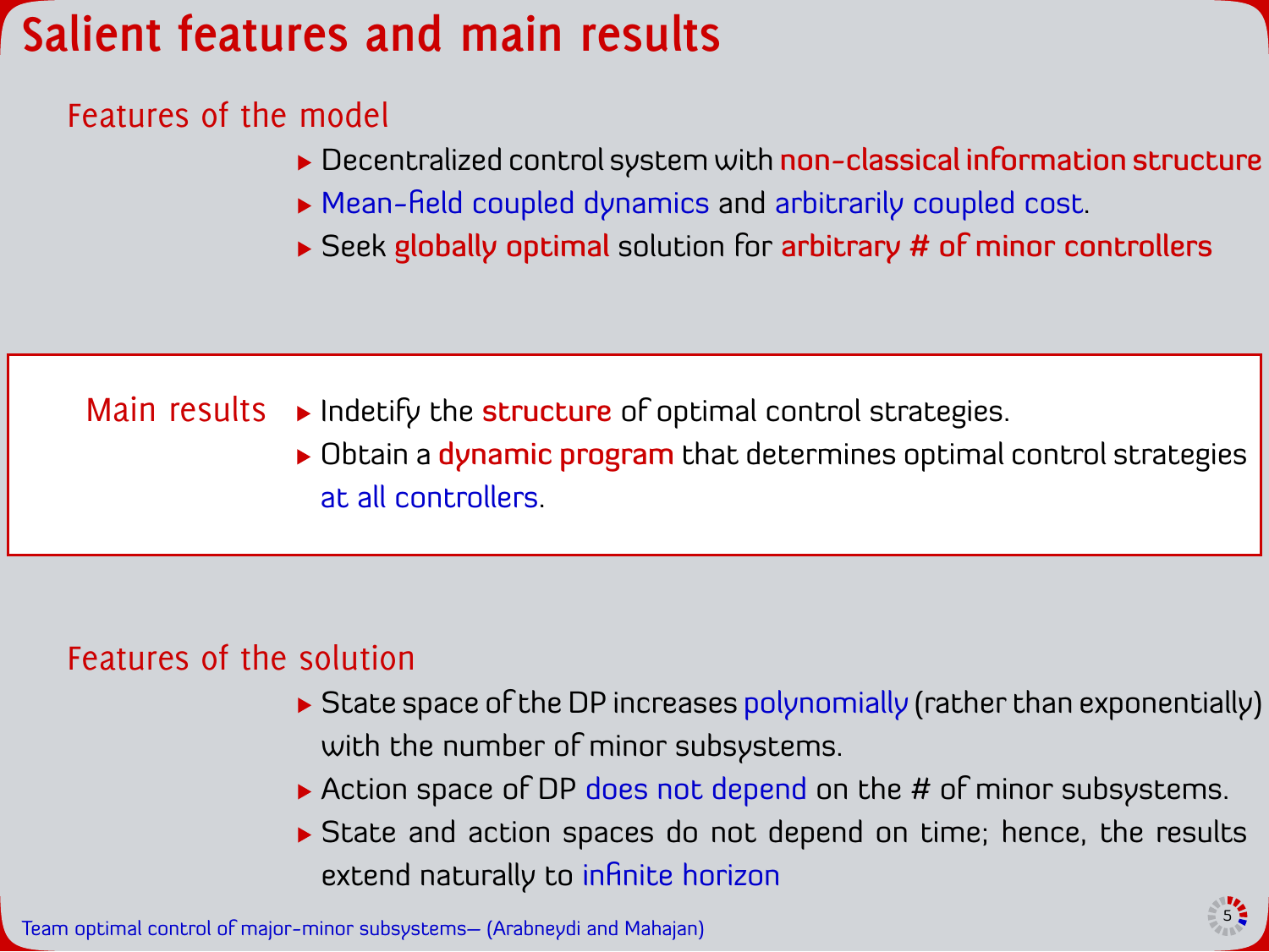# Salient features and main results

## Features of the model

- Decentralized control system with **non-classical information structure**
- Mean-field coupled dynamics and arbitrarily coupled cost.
- Seek **globally optimal** solution for **arbitrary # of minor controllers**

## Main results

- Indetify the **structure** of optimal control strategies.
- Obtain a **dynamic program** that determines optimal control strategies at all controllers.

## Features of the solution

- State space of the DP increases polynomially (rather than exponentially) with the number of minor subsystems.
- Action space of DP does not depend on the # of minor subsystems.
- State and action spaces do not depend on time; hence, the results extend naturally to infinite horizon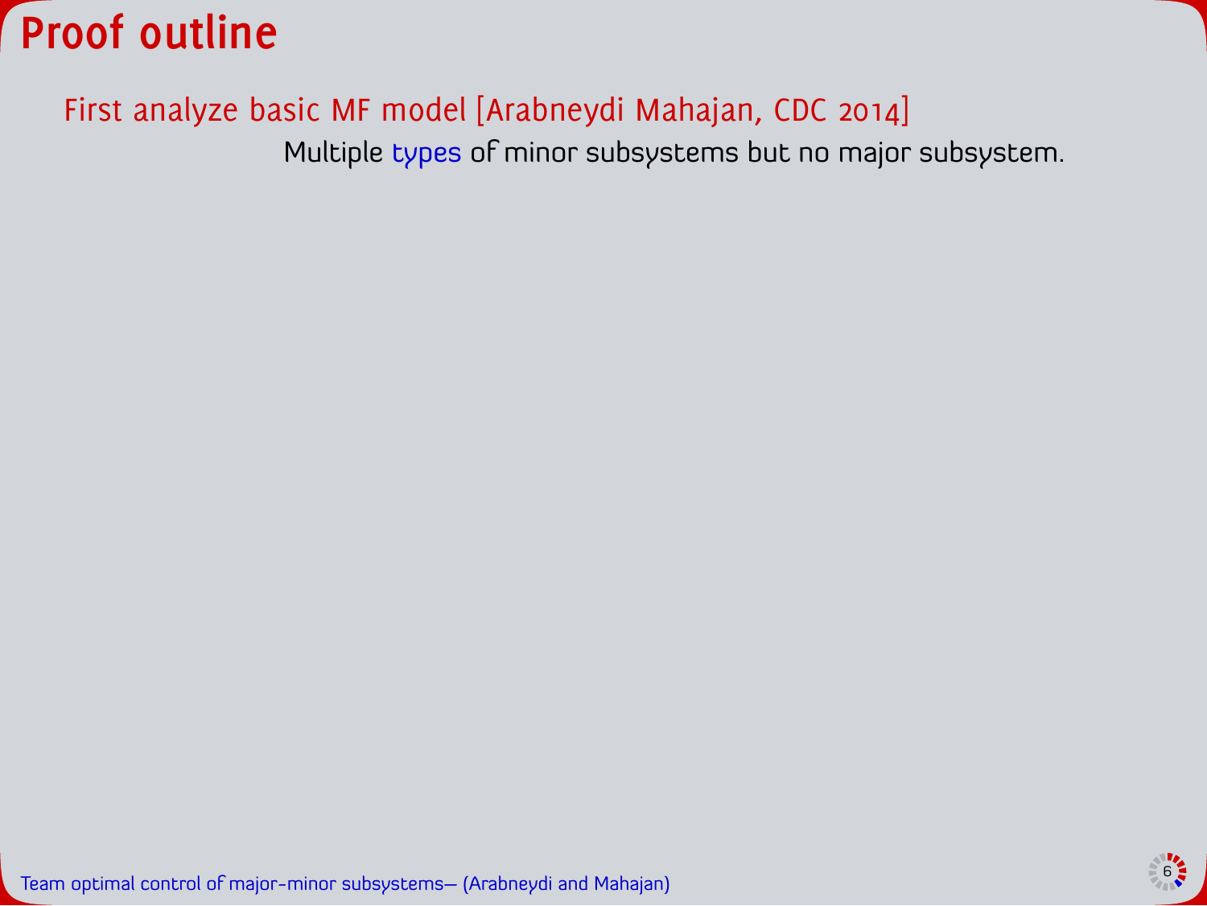# Proof outline

First analyze basic MF model [Arabneydi Mahajan, CDC 2014]

Multiple types of minor subsystems but no major subsystem.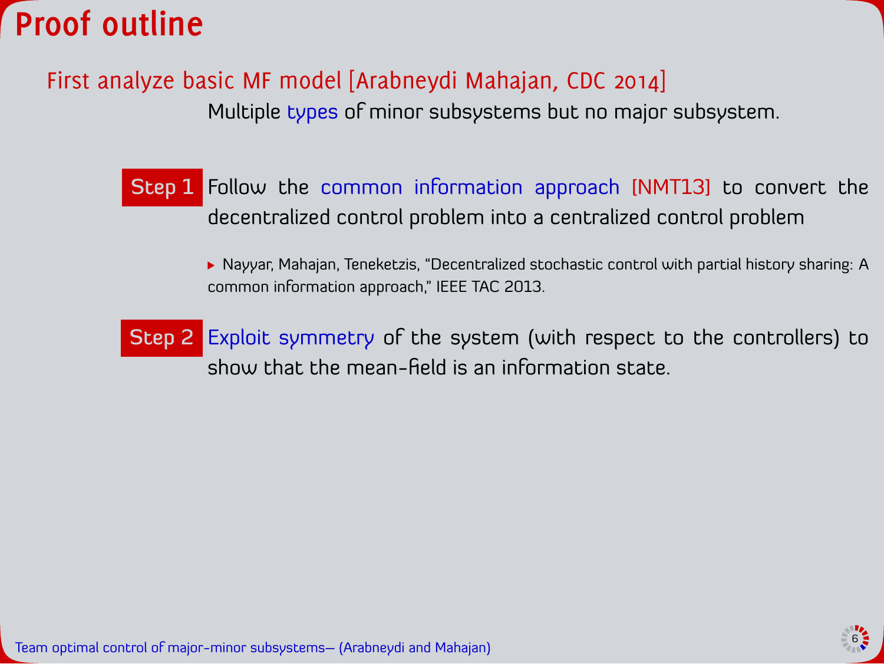# Proof outline

First analyze basic MF model [Arabneydi Mahajan, CDC 2014]

Multiple types of minor subsystems but no major subsystem.

**Step 1** Follow the common information approach [NMT13] to convert the decentralized control problem into a centralized control problem

- Nayyar, Mahajan, Teneketzis, "Decentralized stochastic control with partial history sharing: A common information approach," IEEE TAC 2013.

**Step 2** Exploit symmetry of the system (with respect to the controllers) to show that the mean-field is an information state.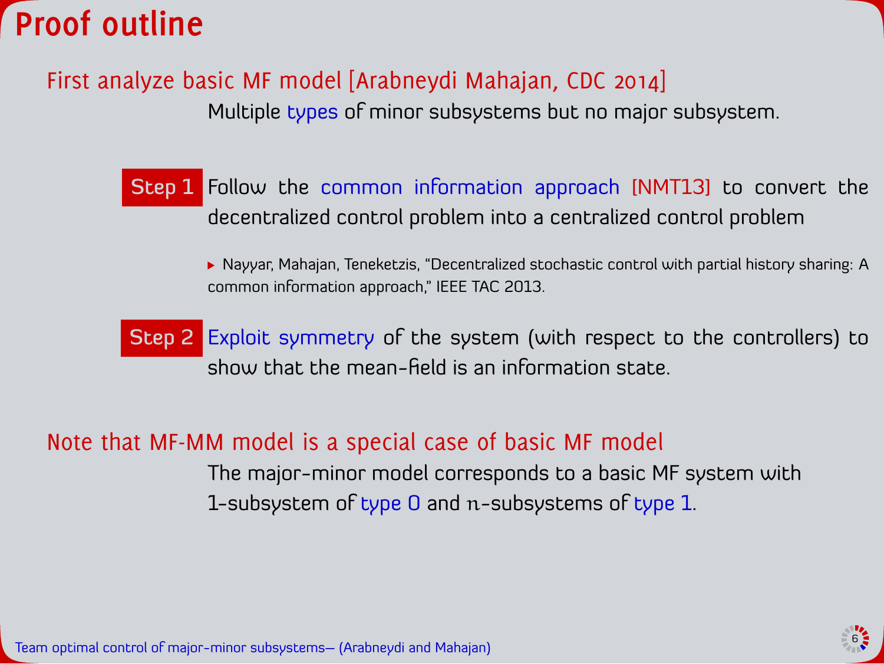# Proof outline

## First analyze basic MF model [Arabneydi Mahajan, CDC 2014]

Multiple types of minor subsystems but no major subsystem.

**Step 1** Follow the common information approach [NMT13] to convert the decentralized control problem into a centralized control problem

- Nayyar, Mahajan, Teneketzis, "Decentralized stochastic control with partial history sharing: A common information approach," IEEE TAC 2013.

**Step 2** Exploit symmetry of the system (with respect to the controllers) to show that the mean-field is an information state.

## Note that MF-MM model is a special case of basic MF model

The major-minor model corresponds to a basic MF system with 1-subsystem of type 0 and $n$-subsystems of type 1.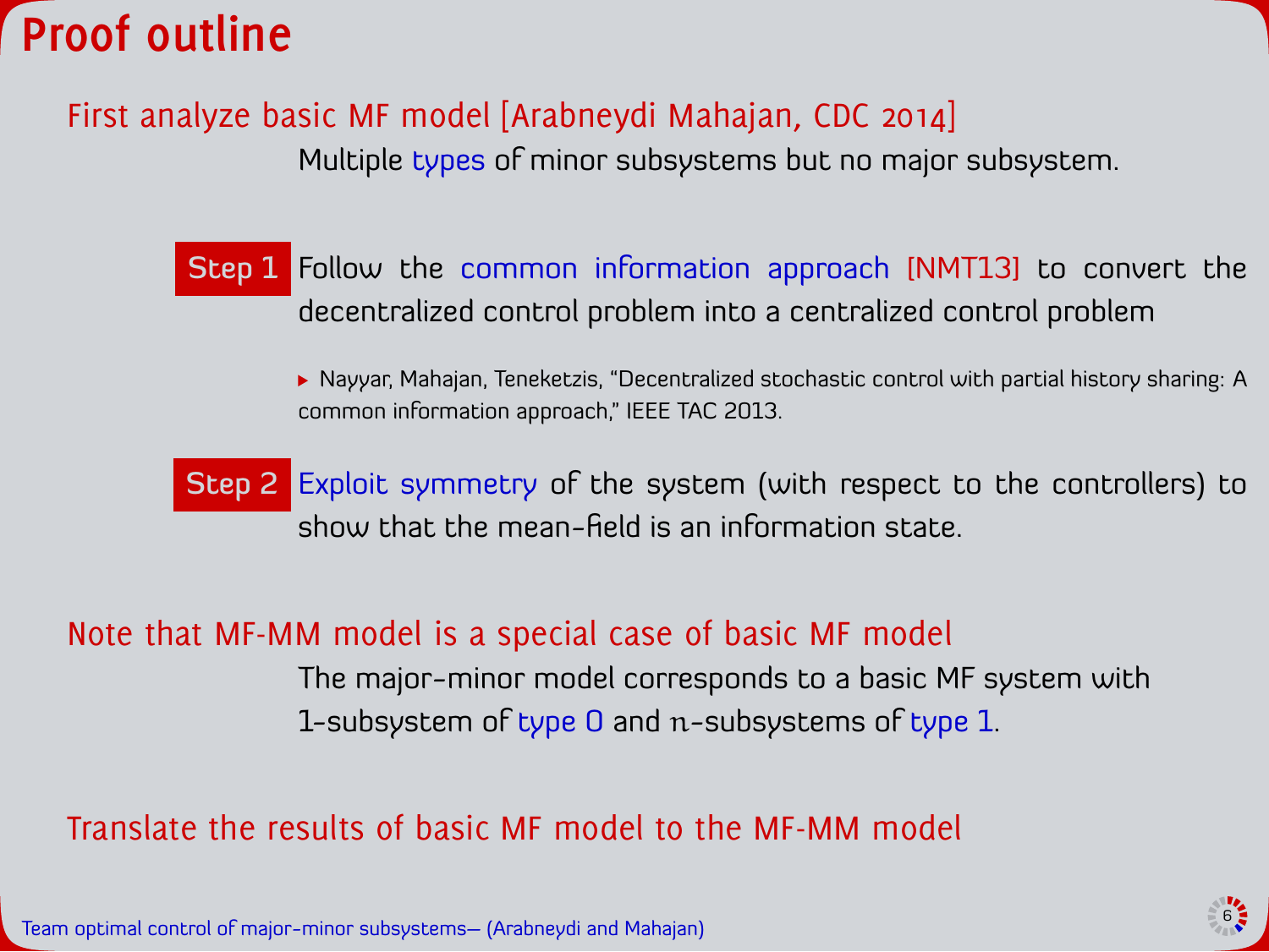# Proof outline

## First analyze basic MF model [Arabneydi Mahajan, CDC 2014]

Multiple types of minor subsystems but no major subsystem.

**Step 1** Follow the common information approach [NMT13] to convert the decentralized control problem into a centralized control problem

- Nayyar, Mahajan, Teneketzis, "Decentralized stochastic control with partial history sharing: A common information approach," IEEE TAC 2013.

**Step 2** Exploit symmetry of the system (with respect to the controllers) to show that the mean-field is an information state.

## Note that MF-MM model is a special case of basic MF model

The major-minor model corresponds to a basic MF system with 1-subsystem of type 0 and $n$-subsystems of type 1.

## Translate the results of basic MF model to the MF-MM model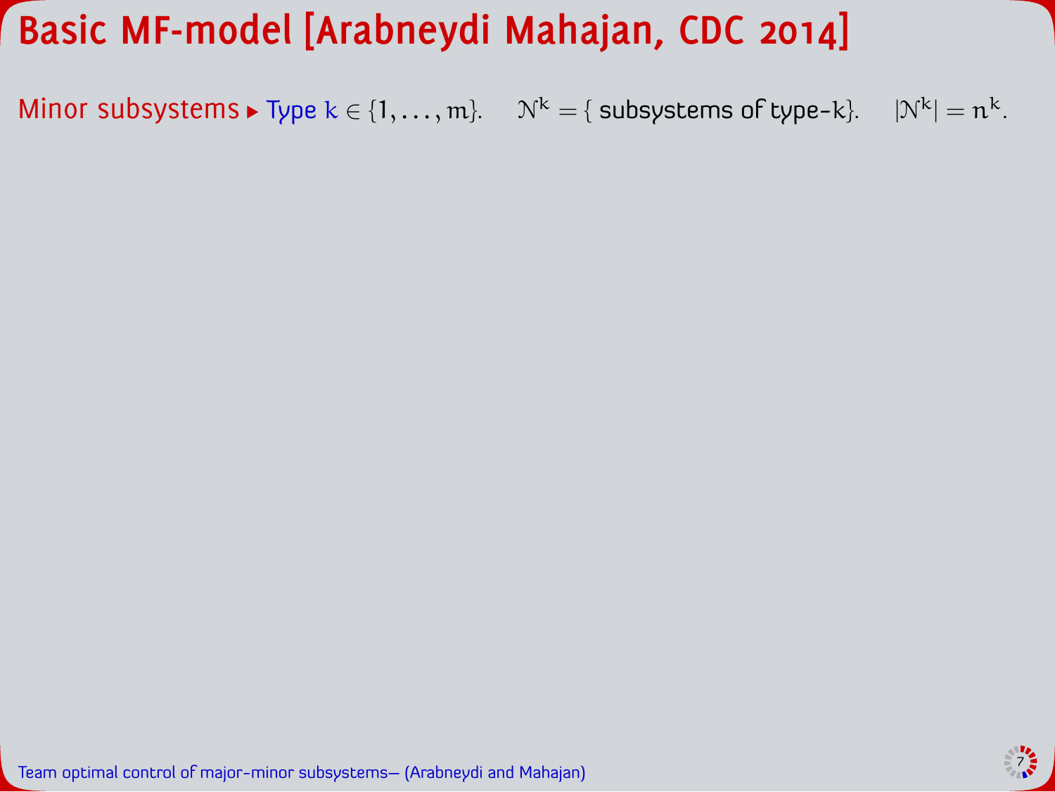# Basic MF-model [Arabneydi Mahajan, CDC 2014]

Minor subsystems ▸ Type $k \in \{1, \dots, m\}$. $\mathcal{N}^k = \{$ subsystems of type-$k\}$. $|\mathcal{N}^k| = n^k$.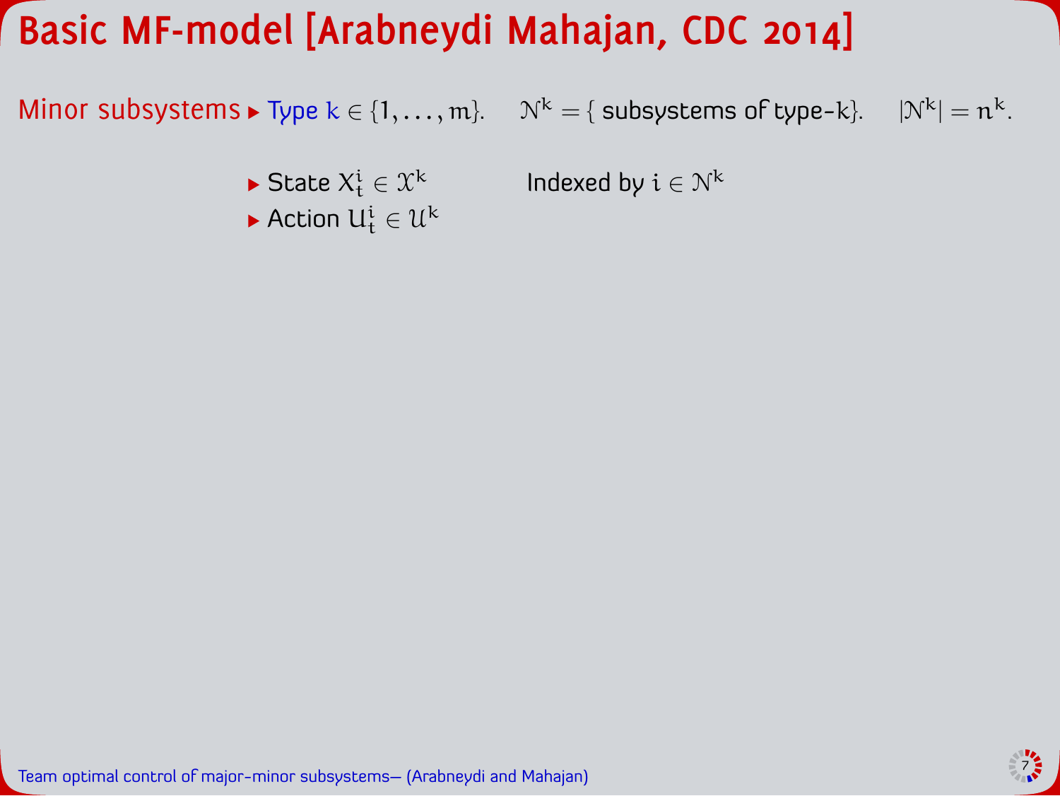# Basic MF-model [Arabneydi Mahajan, CDC 2014]

Minor subsystems

- Type $k \in \{1, \dots, m\}$. $\mathcal{N}^k = \{$ subsystems of type-$k\}$. $|\mathcal{N}^k| = n^k$.
  - State $X^i_t \in \mathcal{X}^k$ Indexed by $i \in \mathcal{N}^k$
  - Action $U^i_t \in \mathcal{U}^k$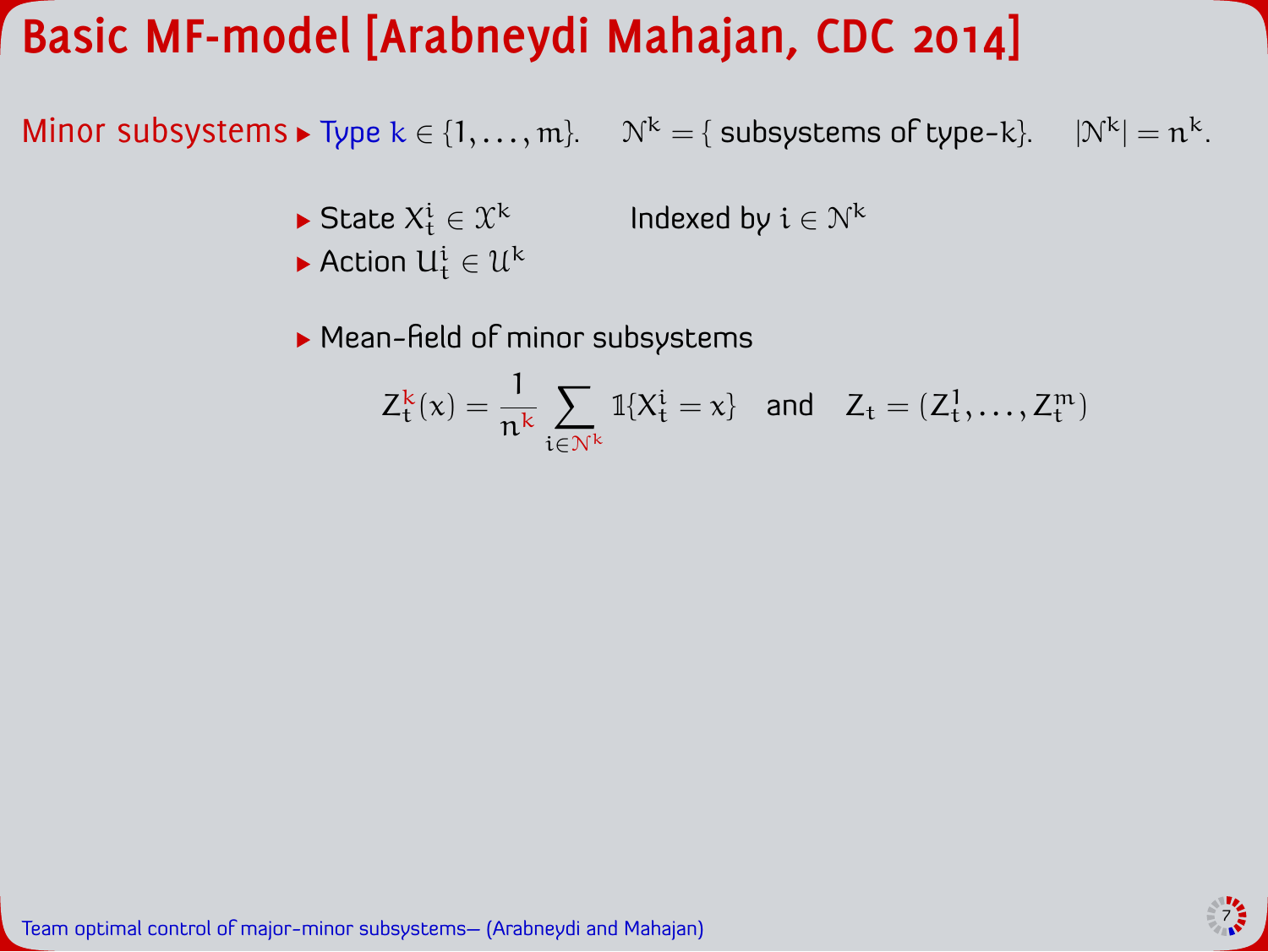# Basic MF-model [Arabneydi Mahajan, CDC 2014]

Minor subsystems
- Type $k \in \{1, \dots, m\}$. $\mathcal{N}^k = \{$ subsystems of type-$k\}$. $|\mathcal{N}^k| = n^k$.

- State $X_t^i \in \mathcal{X}^k$ Indexed by $i \in \mathcal{N}^k$
- Action $U_t^i \in \mathcal{U}^k$

- Mean-field of minor subsystems

$$Z_t^k(x) = \frac{1}{n^k} \sum_{i \in \mathcal{N}^k} \mathbb{1}\{X_t^i = x\} \quad \text{and} \quad Z_t = (Z_t^1, \dots, Z_t^m)$$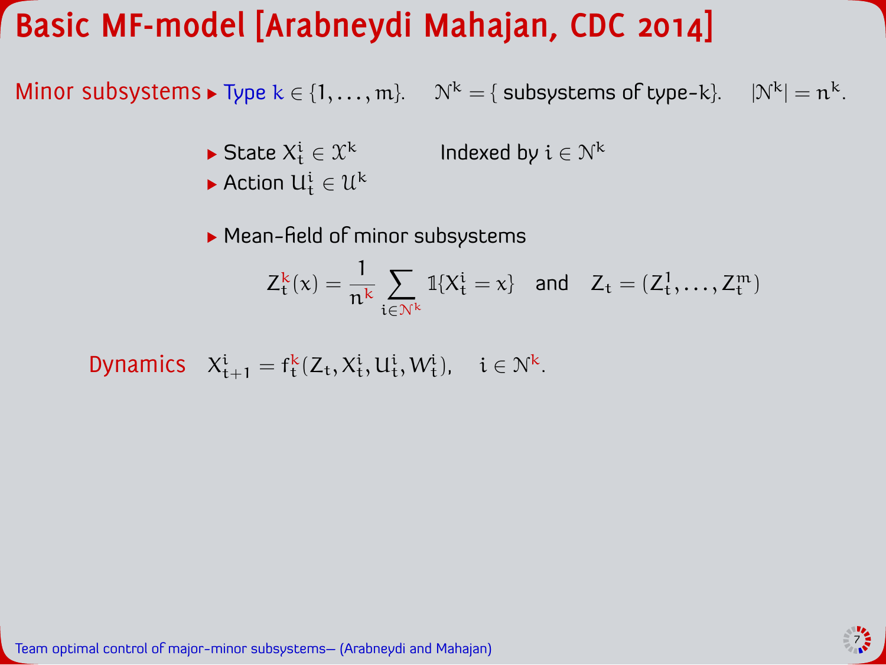# Basic MF-model [Arabneydi Mahajan, CDC 2014]

**Minor subsystems**

- Type $k \in \{1, \dots, m\}$. $\mathcal{N}^k = \{$ subsystems of type-$k\}$. $|\mathcal{N}^k| = n^k$.

- State $X^i_t \in \mathcal{X}^k$ Indexed by $i \in \mathcal{N}^k$
- Action $U^i_t \in \mathcal{U}^k$

- Mean-field of minor subsystems

$$Z^k_t(x) = \frac{1}{n^k} \sum_{i \in \mathcal{N}^k} \mathbb{1}\{X^i_t = x\} \quad \text{and} \quad Z_t = (Z^1_t, \dots, Z^m_t)$$

**Dynamics** $X^i_{t+1} = f^k_t(Z_t, X^i_t, U^i_t, W^i_t), \quad i \in \mathcal{N}^k.$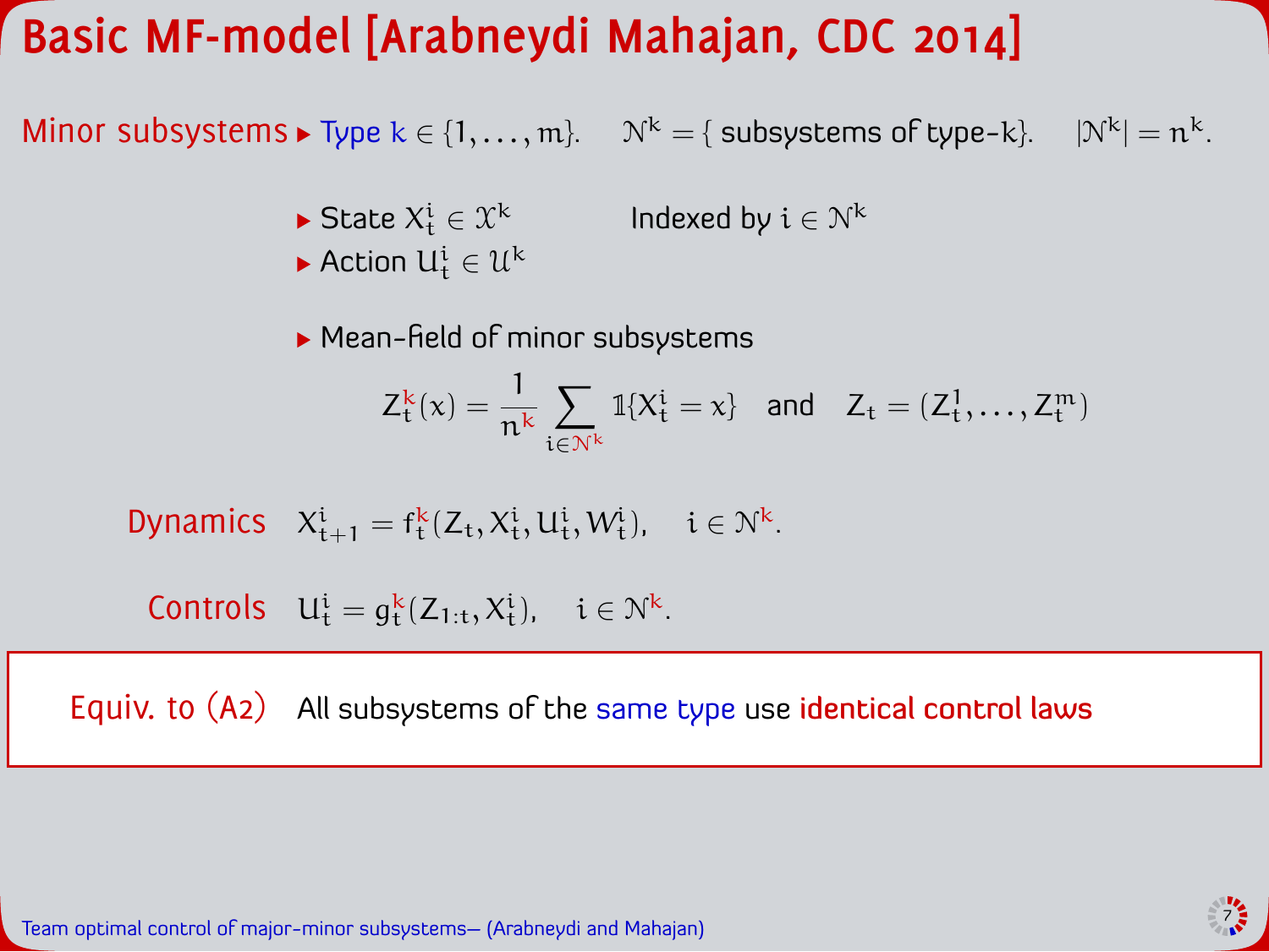# Basic MF-model [Arabneydi Mahajan, CDC 2014]

**Minor subsystems**

- Type $k \in \{1, \dots, m\}$. $\mathcal{N}^k = \{$ subsystems of type-$k\}$. $|\mathcal{N}^k| = n^k$.

- State $X^i_t \in \mathcal{X}^k$ — Indexed by $i \in \mathcal{N}^k$
- Action $U^i_t \in \mathcal{U}^k$

- Mean-field of minor subsystems

$$Z^k_t(x) = \frac{1}{n^k} \sum_{i \in \mathcal{N}^k} \mathbb{1}\{X^i_t = x\} \quad \text{and} \quad Z_t = (Z^1_t, \dots, Z^m_t)$$

**Dynamics** $X^i_{t+1} = f^k_t(Z_t, X^i_t, U^i_t, W^i_t), \quad i \in \mathcal{N}^k.$

**Controls** $U^i_t = g^k_t(Z_{1:t}, X^i_t), \quad i \in \mathcal{N}^k.$

**Equiv. to (A2)** All subsystems of the same type use identical control laws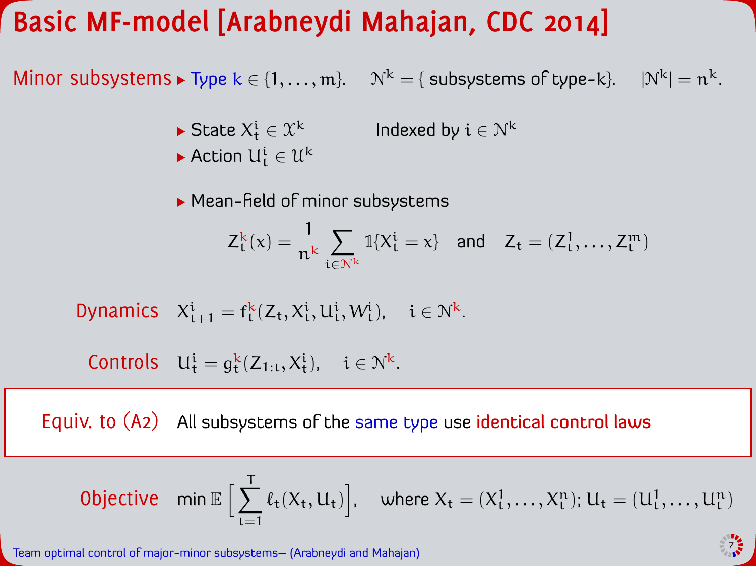# Basic MF-model [Arabneydi Mahajan, CDC 2014]

**Minor subsystems**

- Type $k \in \{1, \dots, m\}$. $\mathcal{N}^k = \{$ subsystems of type-$k\}$. $|\mathcal{N}^k| = n^k$.

- State $X^i_t \in \mathcal{X}^k$ Indexed by $i \in \mathcal{N}^k$
- Action $U^i_t \in \mathcal{U}^k$

- Mean-field of minor subsystems

$$Z^k_t(x) = \frac{1}{n^k} \sum_{i \in \mathcal{N}^k} \mathbb{1}\{X^i_t = x\} \quad \text{and} \quad Z_t = (Z^1_t, \dots, Z^m_t)$$

**Dynamics** $X^i_{t+1} = f^k_t(Z_t, X^i_t, U^i_t, W^i_t), \quad i \in \mathcal{N}^k.$

**Controls** $U^i_t = g^k_t(Z_{1:t}, X^i_t), \quad i \in \mathcal{N}^k.$

**Equiv. to (A2)** All subsystems of the same type use identical control laws

**Objective** $\min \mathbb{E}\Big[\sum_{t=1}^{T} \ell_t(X_t, U_t)\Big]$, where $X_t = (X^1_t, \dots, X^n_t)$; $U_t = (U^1_t, \dots, U^n_t)$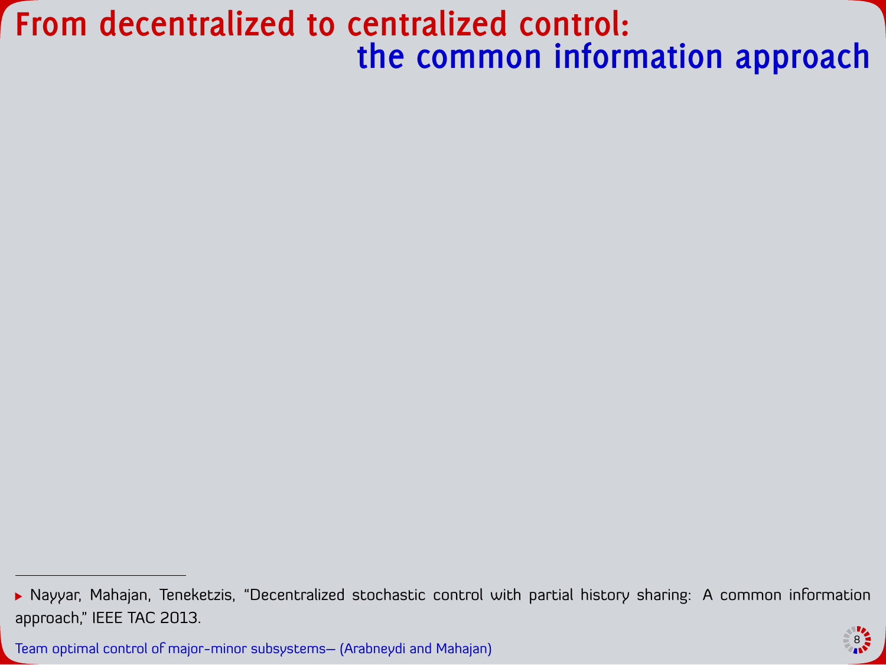# From decentralized to centralized control: the common information approach

- Nayyar, Mahajan, Teneketzis, "Decentralized stochastic control with partial history sharing: A common information approach," IEEE TAC 2013.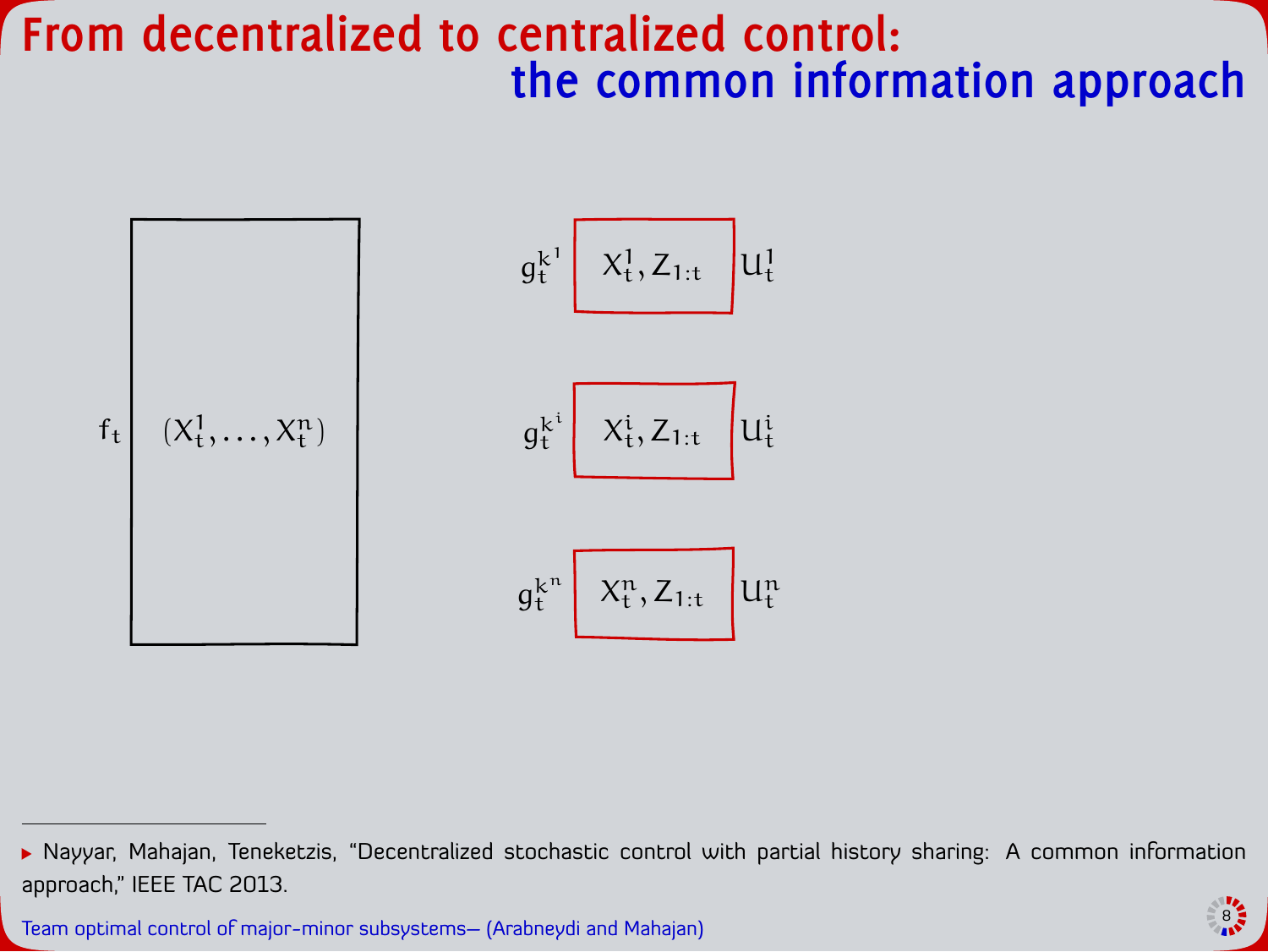# From decentralized to centralized control: the common information approach

$f_t$ $(X_t^1, \dots, X_t^n)$

$g_t^{k^1}$ $X_t^1, Z_{1:t}$ $U_t^1$

$g_t^{k^i}$ $X_t^i, Z_{1:t}$ $U_t^i$

$g_t^{k^n}$ $X_t^n, Z_{1:t}$ $U_t^n$

---

- Nayyar, Mahajan, Teneketzis, "Decentralized stochastic control with partial history sharing: A common information approach," IEEE TAC 2013.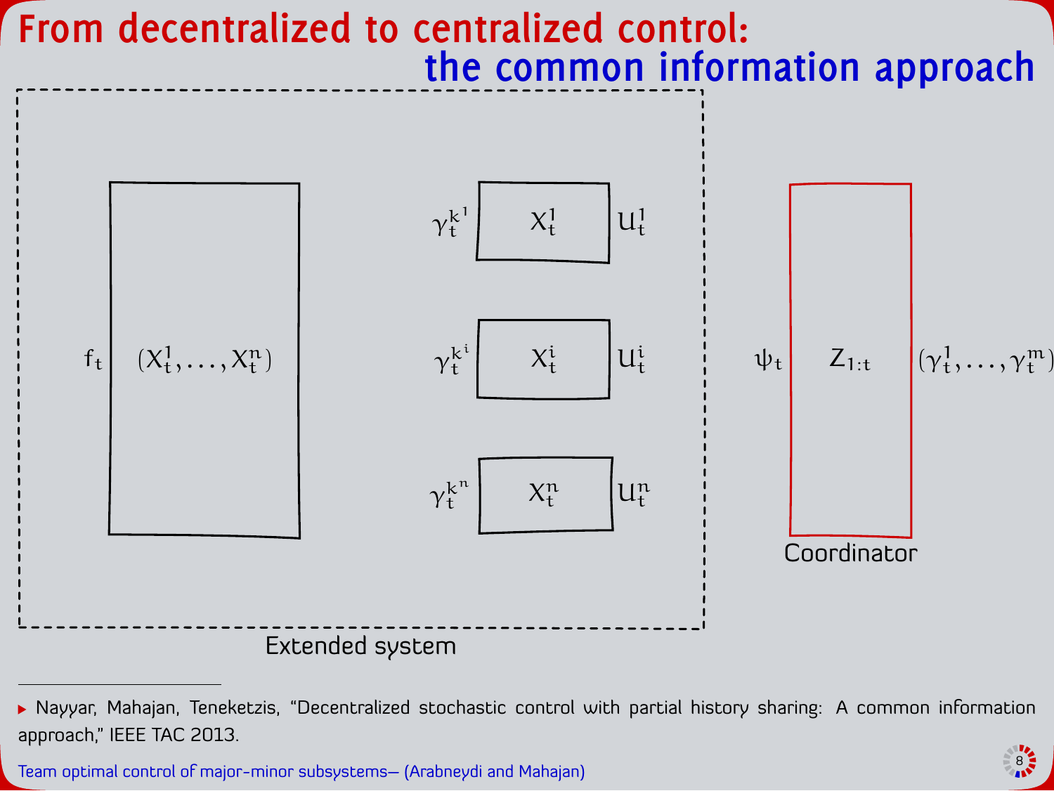# From decentralized to centralized control: the common information approach

$f_t$ | $(X_t^1, \ldots, X_t^n)$

$\gamma_t^{k^1}$ | $X_t^1$ | $U_t^1$

$\gamma_t^{k^i}$ | $X_t^i$ | $U_t^i$

$\gamma_t^{k^n}$ | $X_t^n$ | $U_t^n$

Extended system

$\psi_t$ | $Z_{1:t}$ | $(\gamma_t^1, \ldots, \gamma_t^m)$

Coordinator

---

▸ Nayyar, Mahajan, Teneketzis, "Decentralized stochastic control with partial history sharing: A common information approach," IEEE TAC 2013.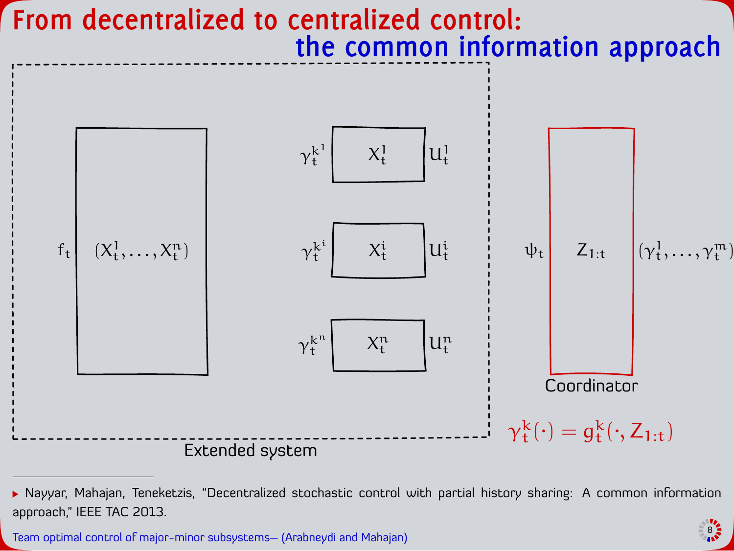# From decentralized to centralized control: the common information approach

$f_t$ $(X_t^1, \ldots, X_t^n)$

$\gamma_t^{k^1}$ $X_t^1$ $U_t^1$

$\gamma_t^{k^i}$ $X_t^i$ $U_t^i$

$\gamma_t^{k^n}$ $X_t^n$ $U_t^n$

Extended system

$\psi_t$ $Z_{1:t}$ $(\gamma_t^1, \ldots, \gamma_t^m)$

Coordinator

$$\gamma_t^k(\cdot) = g_t^k(\cdot, Z_{1:t})$$

- Nayyar, Mahajan, Teneketzis, "Decentralized stochastic control with partial history sharing: A common information approach," IEEE TAC 2013.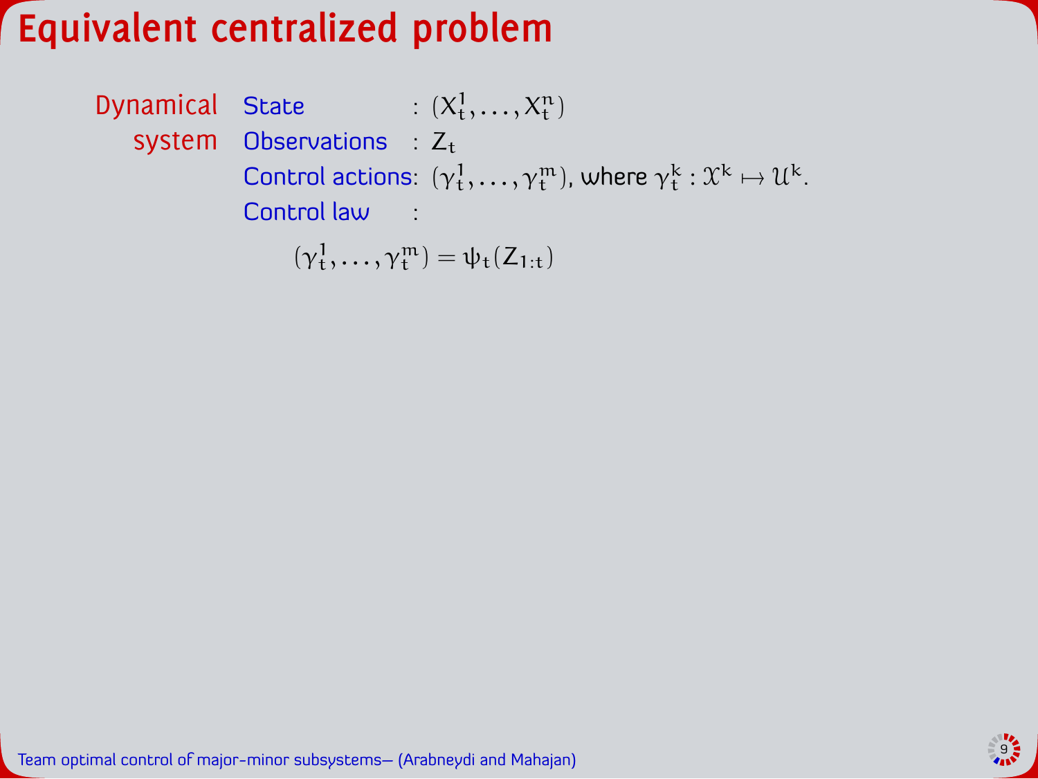# Equivalent centralized problem

**Dynamical system**

- **State** : $(X_t^1, \ldots, X_t^n)$
- **Observations** : $Z_t$
- **Control actions**: $(\gamma_t^1, \ldots, \gamma_t^m)$, where $\gamma_t^k : \mathcal{X}^k \mapsto \mathcal{U}^k$.
- **Control law** :

$$(\gamma_t^1, \ldots, \gamma_t^m) = \psi_t(Z_{1:t})$$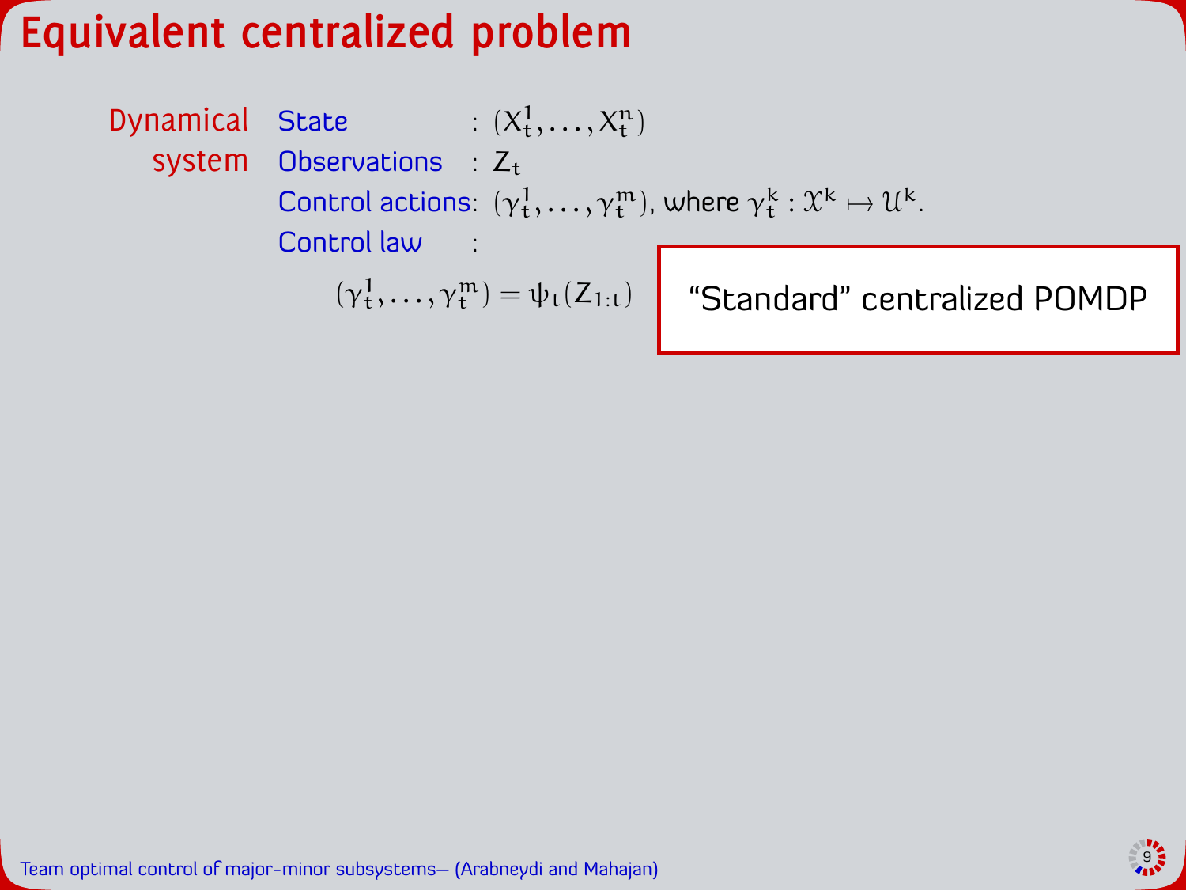# Equivalent centralized problem

**Dynamical system**

- **State** : $(X_t^1, \ldots, X_t^n)$
- **Observations** : $Z_t$
- **Control actions**: $(\gamma_t^1, \ldots, \gamma_t^m)$, where $\gamma_t^k : \mathcal{X}^k \mapsto \mathcal{U}^k$.
- **Control law** :

$$(\gamma_t^1, \ldots, \gamma_t^m) = \psi_t(Z_{1:t})$$

"Standard" centralized POMDP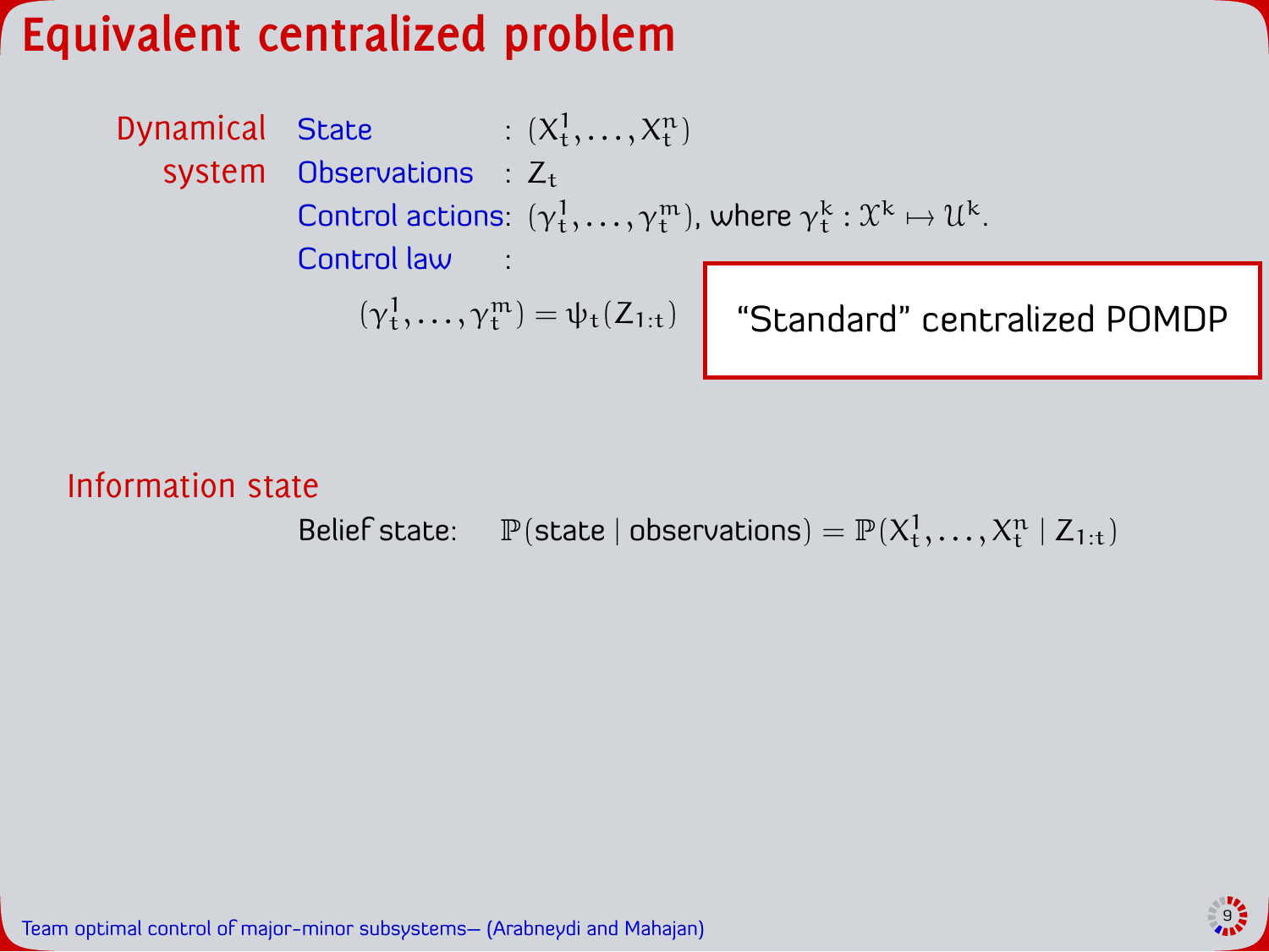# Equivalent centralized problem

**Dynamical system**

- **State** : $(X_t^1, \ldots, X_t^n)$
- **Observations** : $Z_t$
- **Control actions**: $(\gamma_t^1, \ldots, \gamma_t^m)$, where $\gamma_t^k : \mathcal{X}^k \mapsto \mathcal{U}^k$.
- **Control law** :

$$(\gamma_t^1, \ldots, \gamma_t^m) = \psi_t(Z_{1:t})$$

"Standard" centralized POMDP

## Information state

Belief state: $\mathbb{P}(\text{state} \mid \text{observations}) = \mathbb{P}(X_t^1, \ldots, X_t^n \mid Z_{1:t})$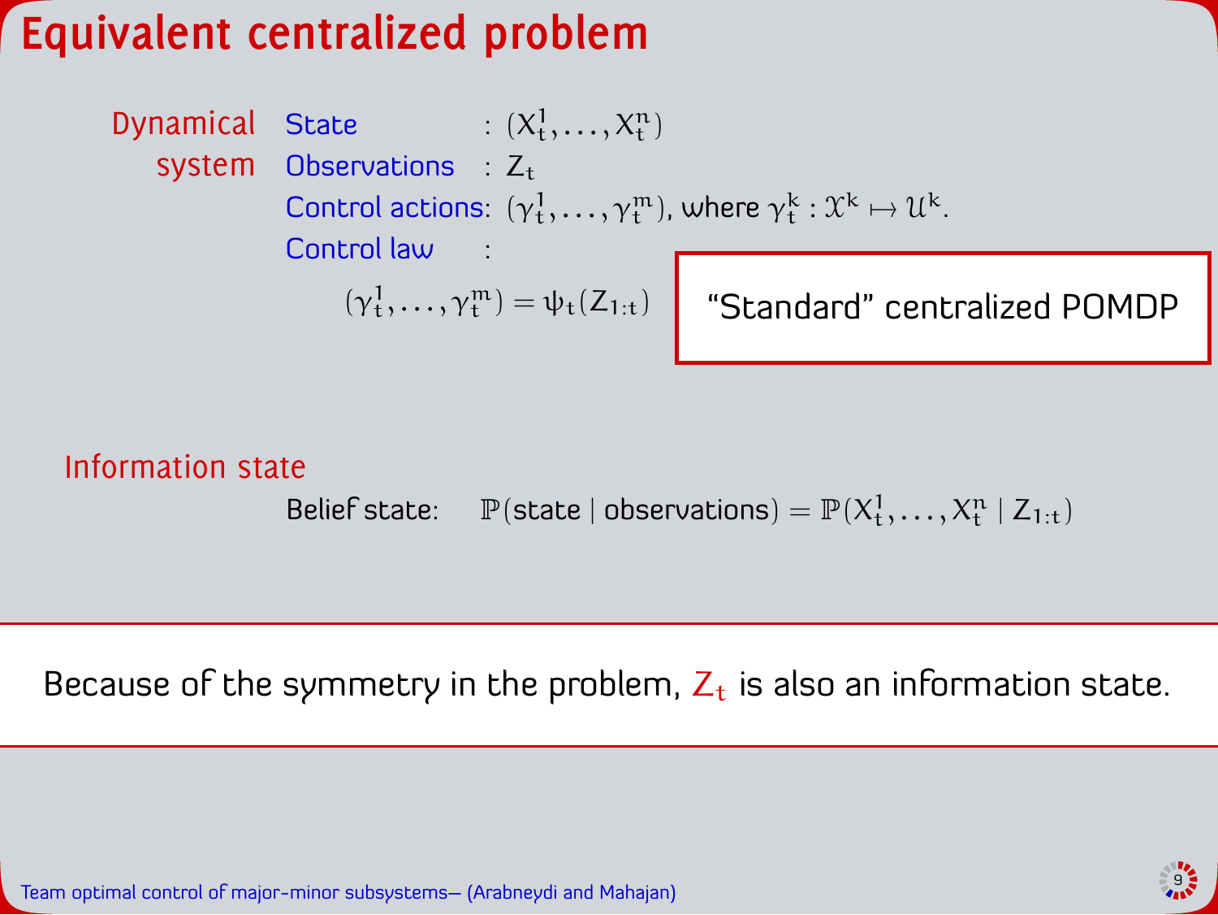# Equivalent centralized problem

**Dynamical system**

- State : $(X_t^1, \dots, X_t^n)$
- Observations : $Z_t$
- Control actions: $(\gamma_t^1, \dots, \gamma_t^m)$, where $\gamma_t^k : \mathcal{X}^k \mapsto \mathcal{U}^k$.
- Control law :

$$(\gamma_t^1, \dots, \gamma_t^m) = \psi_t(Z_{1:t})$$

"Standard" centralized POMDP

**Information state**

Belief state: $\mathbb{P}(\text{state} \mid \text{observations}) = \mathbb{P}(X_t^1, \dots, X_t^n \mid Z_{1:t})$

Because of the symmetry in the problem, $Z_t$ is also an information state.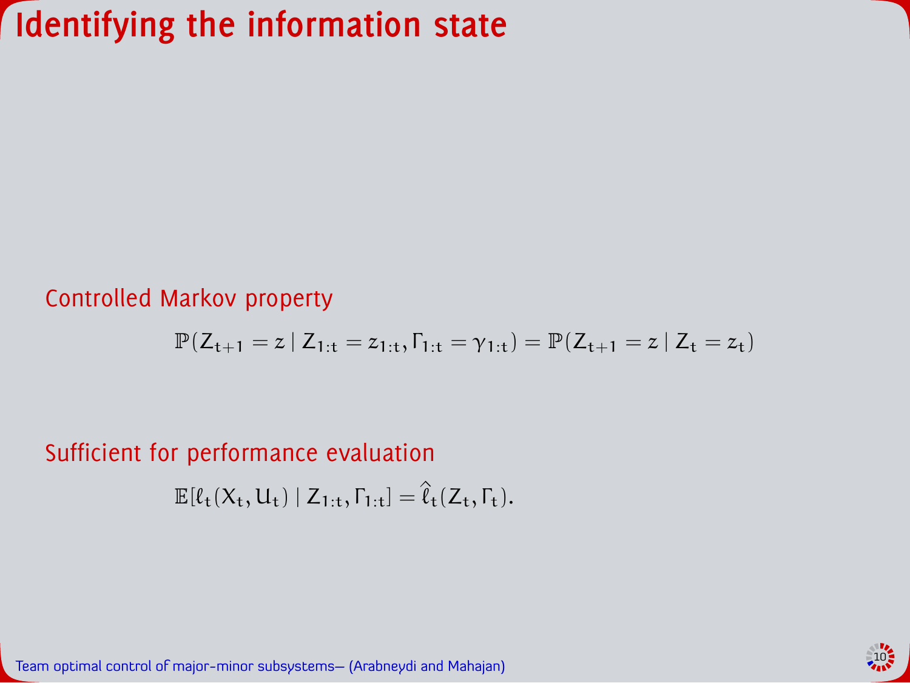# Identifying the information state

Controlled Markov property

$$\mathbb{P}(Z_{t+1} = z \mid Z_{1:t} = z_{1:t}, \Gamma_{1:t} = \gamma_{1:t}) = \mathbb{P}(Z_{t+1} = z \mid Z_t = z_t)$$

Sufficient for performance evaluation

$$\mathbb{E}[\ell_t(X_t, U_t) \mid Z_{1:t}, \Gamma_{1:t}] = \hat{\ell}_t(Z_t, \Gamma_t).$$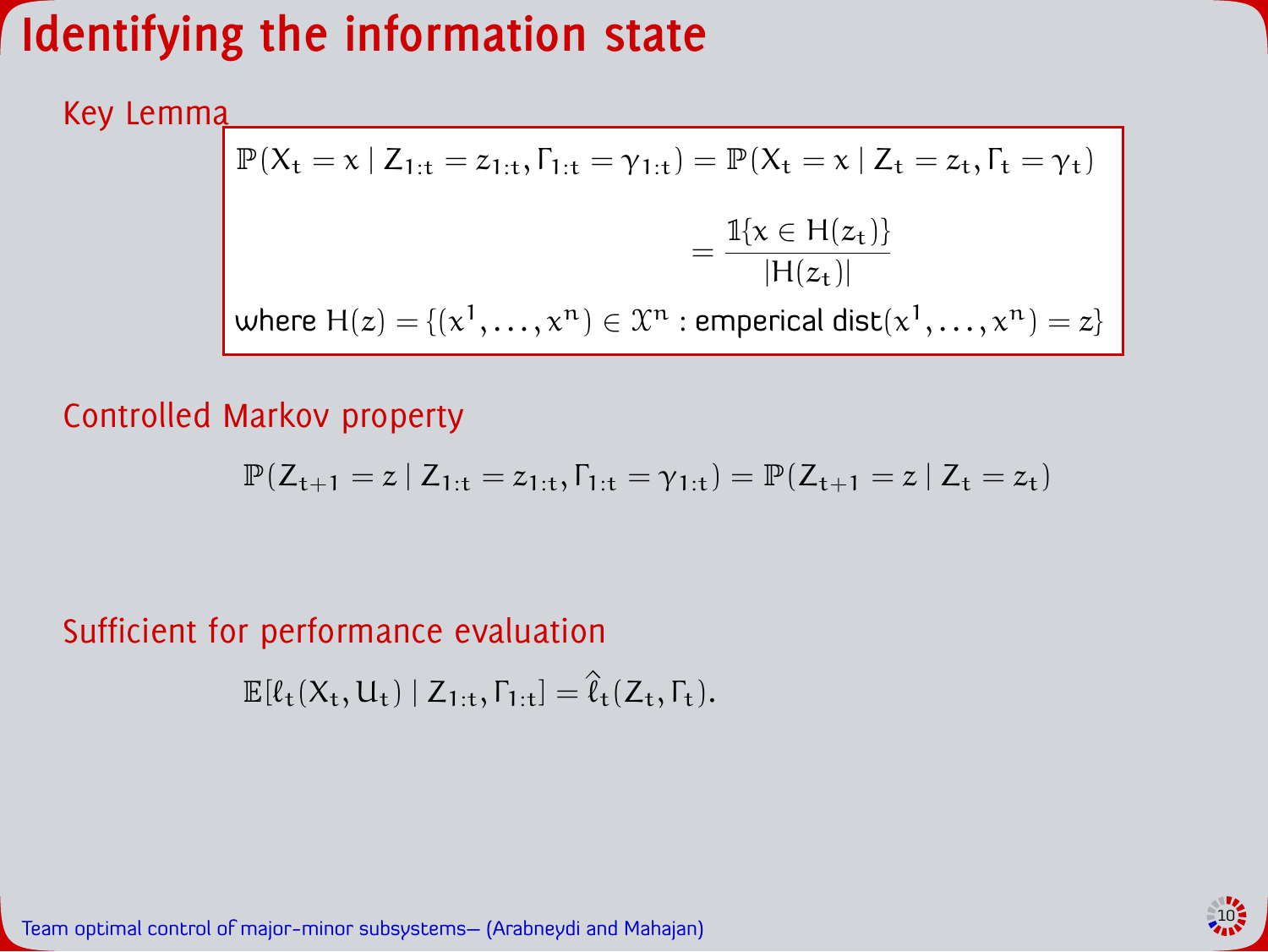# Identifying the information state

## Key Lemma

$$\mathbb{P}(X_t = x \mid Z_{1:t} = z_{1:t}, \Gamma_{1:t} = \gamma_{1:t}) = \mathbb{P}(X_t = x \mid Z_t = z_t, \Gamma_t = \gamma_t)$$

$$= \frac{\mathbb{1}\{x \in H(z_t)\}}{|H(z_t)|}$$

where $H(z) = \{(x^1, \dots, x^n) \in \mathcal{X}^n : \text{emperical dist}(x^1, \dots, x^n) = z\}$

## Controlled Markov property

$$\mathbb{P}(Z_{t+1} = z \mid Z_{1:t} = z_{1:t}, \Gamma_{1:t} = \gamma_{1:t}) = \mathbb{P}(Z_{t+1} = z \mid Z_t = z_t)$$

## Sufficient for performance evaluation

$$\mathbb{E}[\ell_t(X_t, U_t) \mid Z_{1:t}, \Gamma_{1:t}] = \hat{\ell}_t(Z_t, \Gamma_t).$$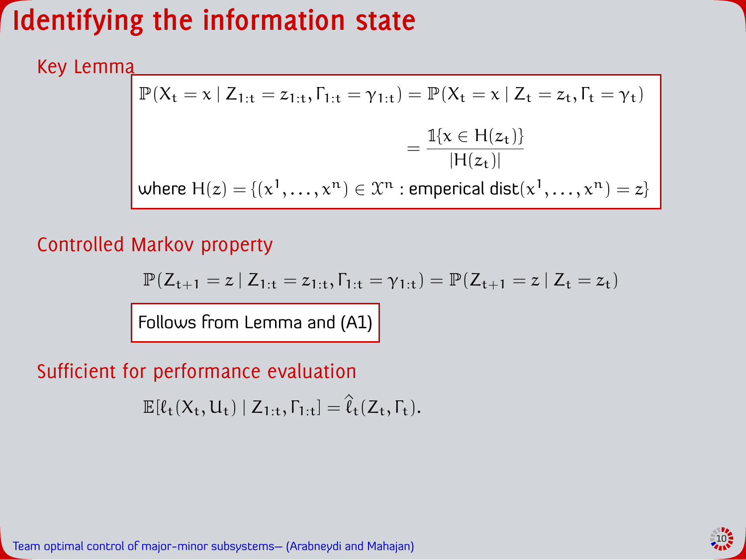# Identifying the information state

## Key Lemma

$$\mathbb{P}(X_t = x \mid Z_{1:t} = z_{1:t}, \Gamma_{1:t} = \gamma_{1:t}) = \mathbb{P}(X_t = x \mid Z_t = z_t, \Gamma_t = \gamma_t)$$

$$= \frac{\mathbb{1}\{x \in H(z_t)\}}{|H(z_t)|}$$

where $H(z) = \{(x^1, \dots, x^n) \in \mathcal{X}^n : \text{emperical dist}(x^1, \dots, x^n) = z\}$

## Controlled Markov property

$$\mathbb{P}(Z_{t+1} = z \mid Z_{1:t} = z_{1:t}, \Gamma_{1:t} = \gamma_{1:t}) = \mathbb{P}(Z_{t+1} = z \mid Z_t = z_t)$$

Follows from Lemma and (A1)

## Sufficient for performance evaluation

$$\mathbb{E}[\ell_t(X_t, U_t) \mid Z_{1:t}, \Gamma_{1:t}] = \hat{\ell}_t(Z_t, \Gamma_t).$$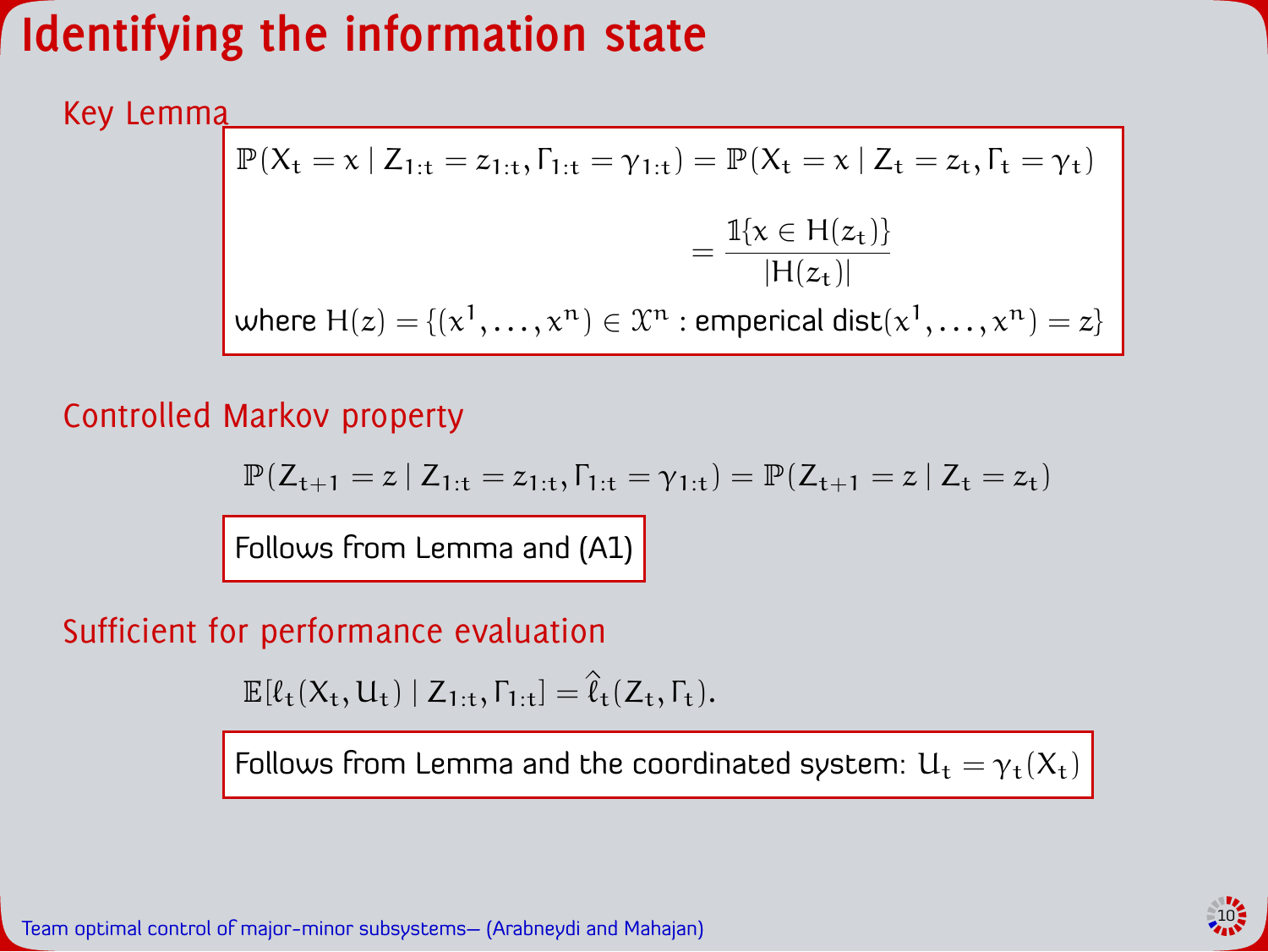# Identifying the information state

## Key Lemma

$$\mathbb{P}(X_t = x \mid Z_{1:t} = z_{1:t}, \Gamma_{1:t} = \gamma_{1:t}) = \mathbb{P}(X_t = x \mid Z_t = z_t, \Gamma_t = \gamma_t)$$

$$= \frac{\mathbb{1}\{x \in H(z_t)\}}{|H(z_t)|}$$

where $H(z) = \{(x^1, \dots, x^n) \in \mathcal{X}^n : \text{emperical dist}(x^1, \dots, x^n) = z\}$

## Controlled Markov property

$$\mathbb{P}(Z_{t+1} = z \mid Z_{1:t} = z_{1:t}, \Gamma_{1:t} = \gamma_{1:t}) = \mathbb{P}(Z_{t+1} = z \mid Z_t = z_t)$$

Follows from Lemma and (A1)

## Sufficient for performance evaluation

$$\mathbb{E}[\ell_t(X_t, U_t) \mid Z_{1:t}, \Gamma_{1:t}] = \hat{\ell}_t(Z_t, \Gamma_t).$$

Follows from Lemma and the coordinated system: $U_t = \gamma_t(X_t)$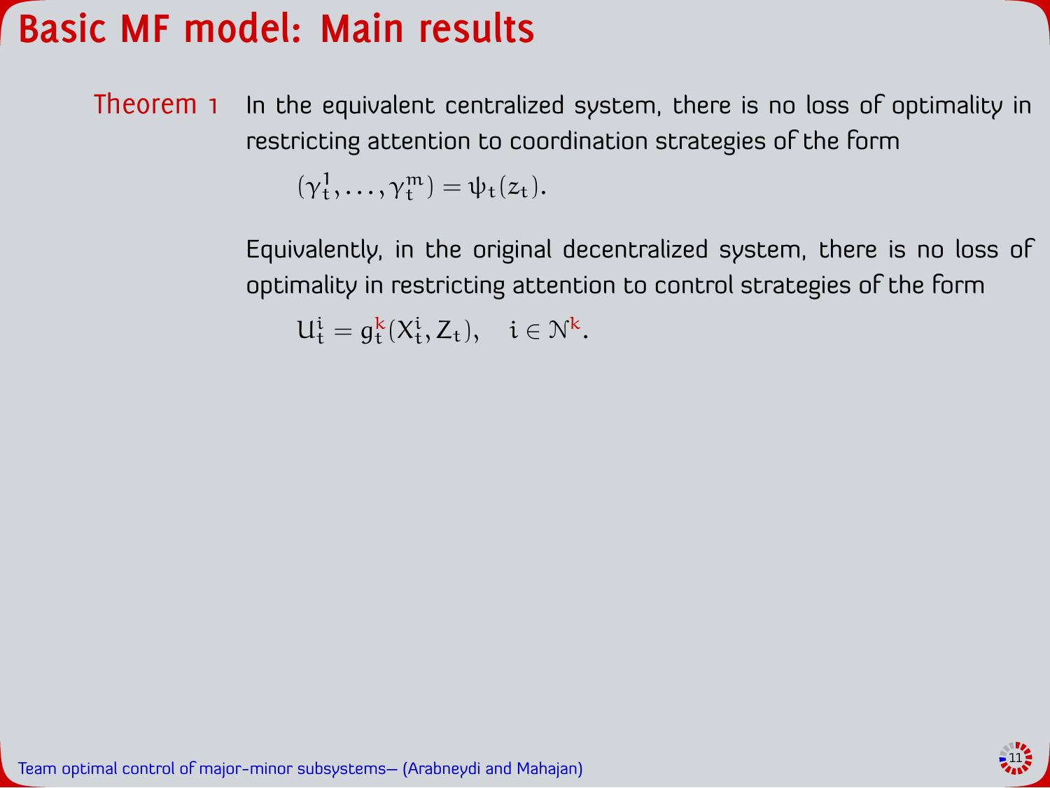# Basic MF model: Main results

**Theorem 1** In the equivalent centralized system, there is no loss of optimality in restricting attention to coordination strategies of the form

$$(\gamma_t^1, \dots, \gamma_t^m) = \psi_t(z_t).$$

Equivalently, in the original decentralized system, there is no loss of optimality in restricting attention to control strategies of the form

$$U_t^i = g_t^k(X_t^i, Z_t), \quad i \in \mathcal{N}^k.$$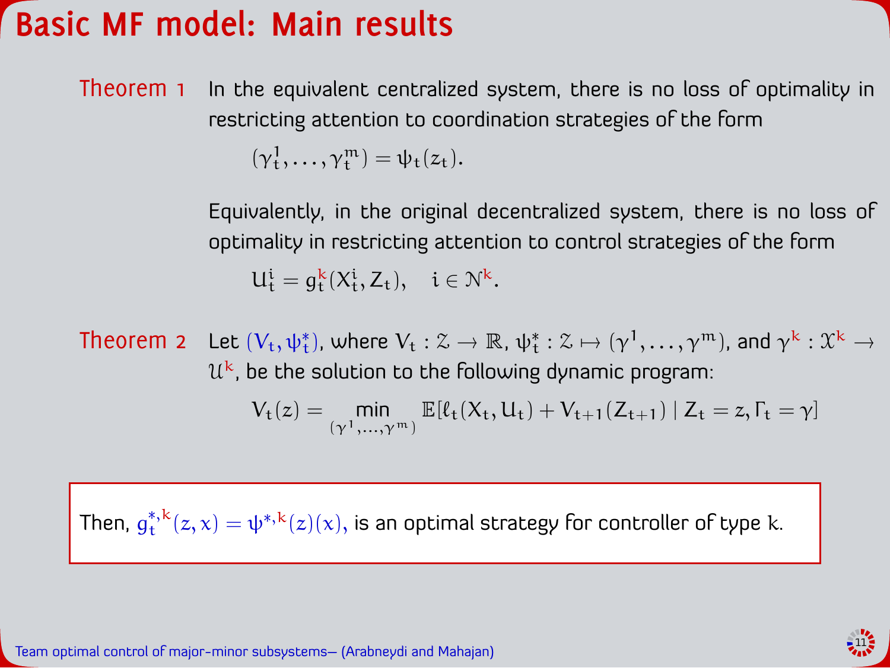# Basic MF model: Main results

**Theorem 1** In the equivalent centralized system, there is no loss of optimality in restricting attention to coordination strategies of the form

$$(\gamma_t^1, \dots, \gamma_t^m) = \psi_t(z_t).$$

Equivalently, in the original decentralized system, there is no loss of optimality in restricting attention to control strategies of the form

$$U_t^i = g_t^k(X_t^i, Z_t), \quad i \in \mathcal{N}^k.$$

**Theorem 2** Let $(V_t, \psi_t^*)$, where $V_t : \mathcal{Z} \to \mathbb{R}$, $\psi_t^* : \mathcal{Z} \mapsto (\gamma^1, \dots, \gamma^m)$, and $\gamma^k : \mathcal{X}^k \to \mathcal{U}^k$, be the solution to the following dynamic program:

$$V_t(z) = \min_{(\gamma^1, \dots, \gamma^m)} \mathbb{E}[\ell_t(X_t, U_t) + V_{t+1}(Z_{t+1}) \mid Z_t = z, \Gamma_t = \gamma]$$

Then, $g_t^{*,k}(z, x) = \psi^{*,k}(z)(x)$, is an optimal strategy for controller of type $k$.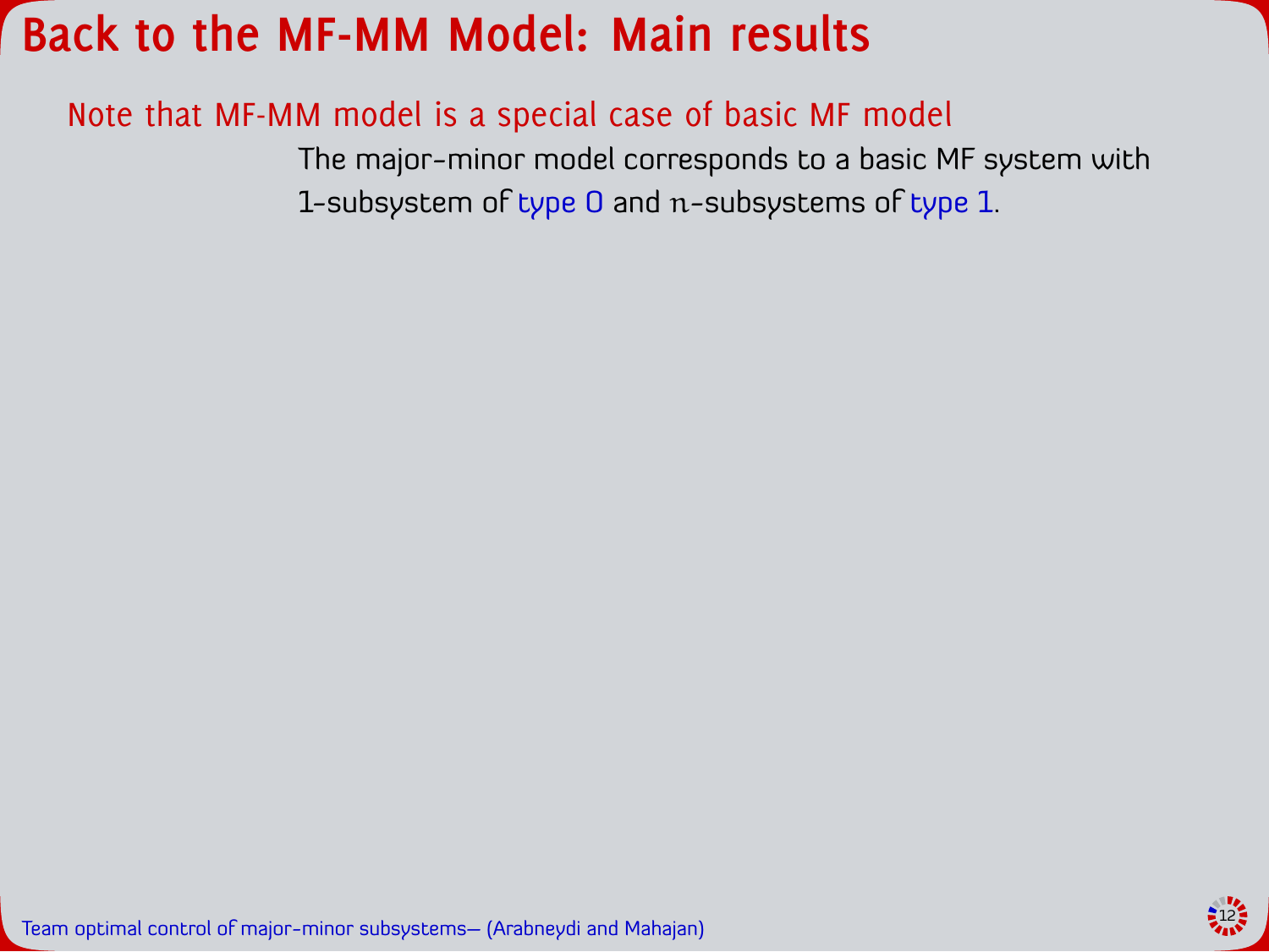# Back to the MF-MM Model: Main results

Note that MF-MM model is a special case of basic MF model

The major-minor model corresponds to a basic MF system with 1-subsystem of type 0 and $n$-subsystems of type 1.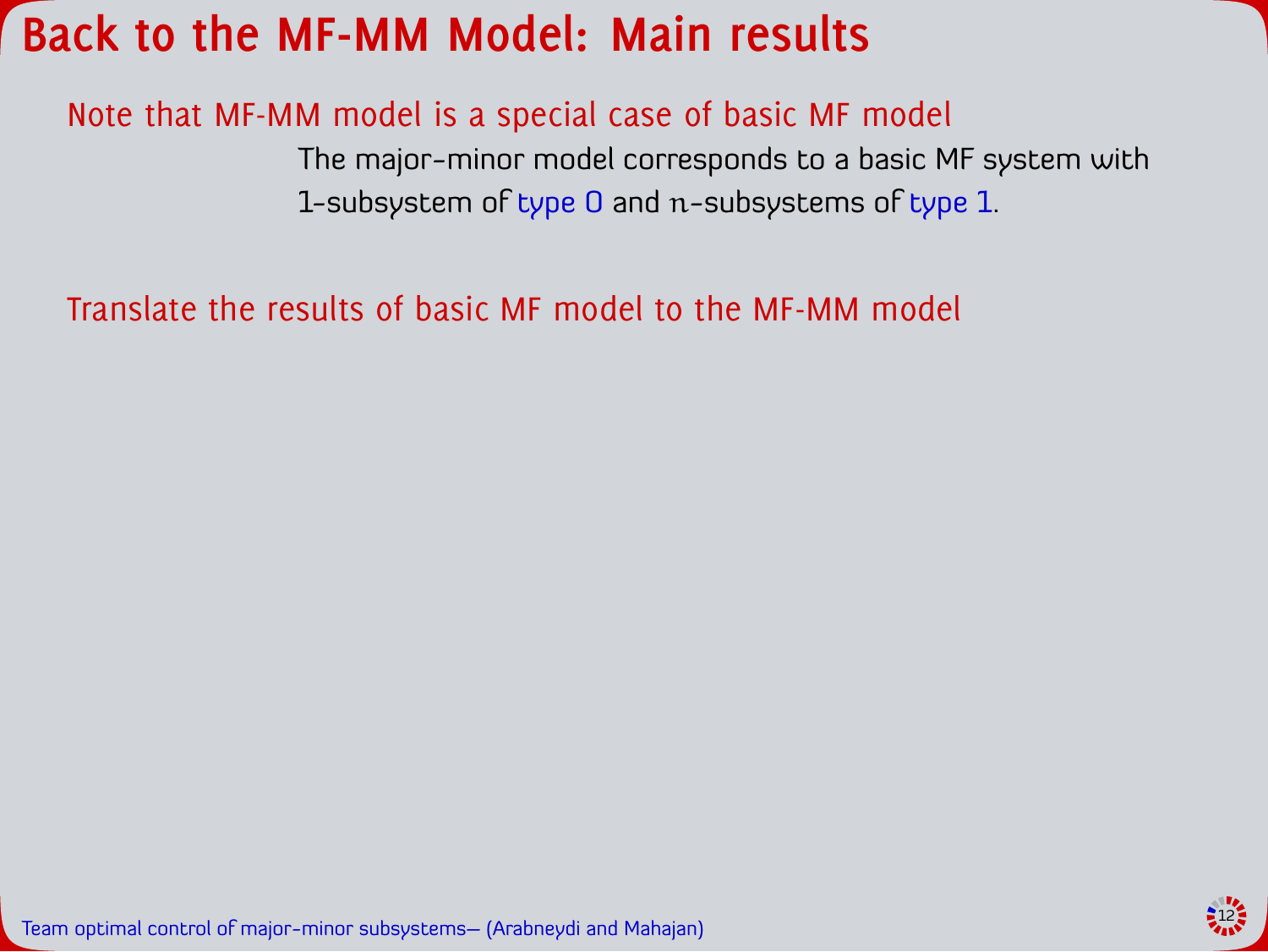# Back to the MF-MM Model: Main results

Note that MF-MM model is a special case of basic MF model

The major-minor model corresponds to a basic MF system with 1-subsystem of type 0 and $n$-subsystems of type 1.

Translate the results of basic MF model to the MF-MM model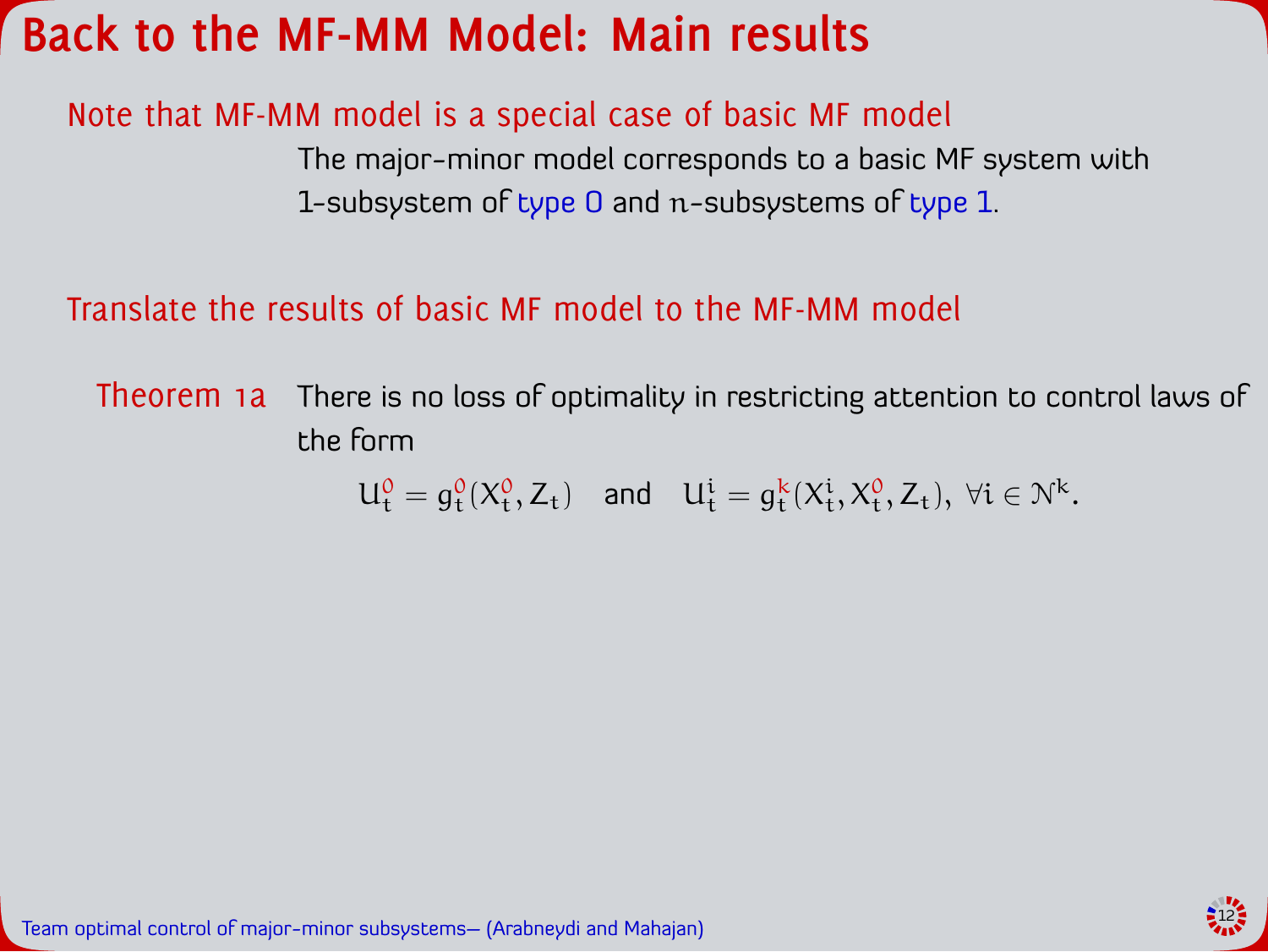# Back to the MF-MM Model: Main results

## Note that MF-MM model is a special case of basic MF model

The major-minor model corresponds to a basic MF system with 1-subsystem of type 0 and $n$-subsystems of type 1.

## Translate the results of basic MF model to the MF-MM model

**Theorem 1a** There is no loss of optimality in restricting attention to control laws of the form

$$U^0_t = g^0_t(X^0_t, Z_t) \quad \text{and} \quad U^i_t = g^k_t(X^i_t, X^0_t, Z_t),\ \forall i \in \mathcal{N}^k.$$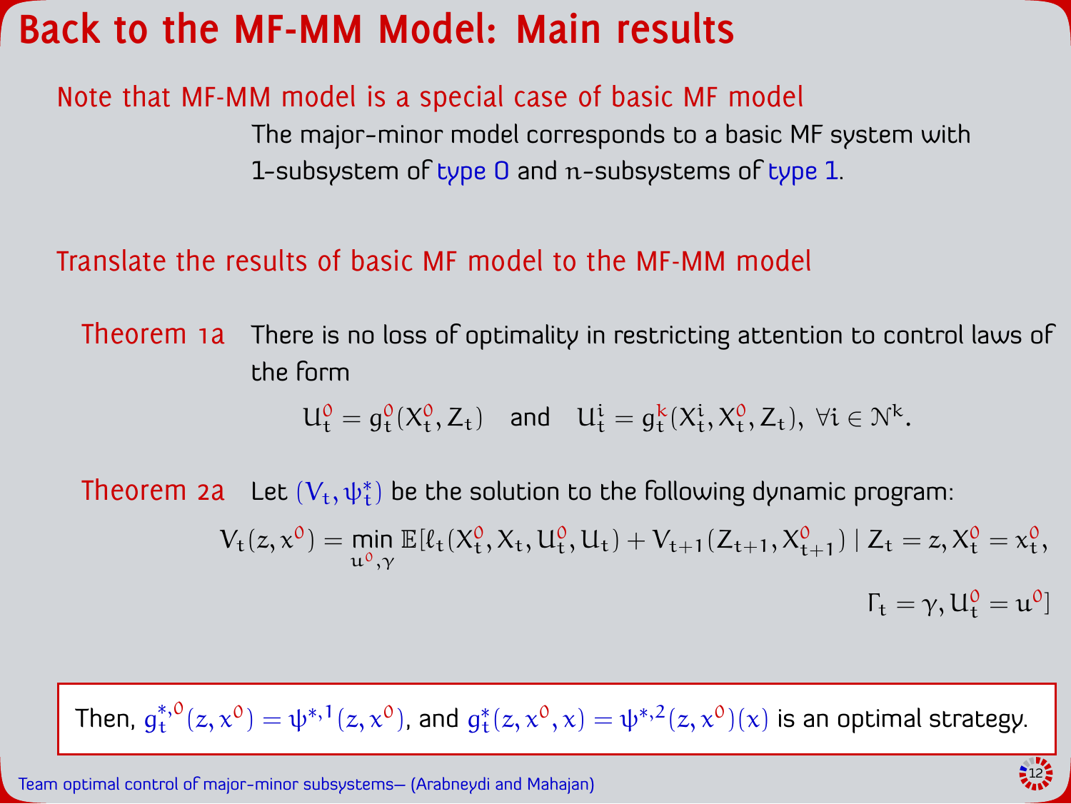# Back to the MF-MM Model: Main results

Note that MF-MM model is a special case of basic MF model

The major-minor model corresponds to a basic MF system with 1-subsystem of type 0 and $n$-subsystems of type 1.

Translate the results of basic MF model to the MF-MM model

**Theorem 1a** There is no loss of optimality in restricting attention to control laws of the form

$$U_t^0 = g_t^0(X_t^0, Z_t) \quad \text{and} \quad U_t^i = g_t^k(X_t^i, X_t^0, Z_t), \; \forall i \in \mathcal{N}^k.$$

**Theorem 2a** Let $(V_t, \psi_t^*)$ be the solution to the following dynamic program:

$$V_t(z, x^0) = \min_{u^0, \gamma} \mathbb{E}[\ell_t(X_t^0, X_t, U_t^0, U_t) + V_{t+1}(Z_{t+1}, X_{t+1}^0) \mid Z_t = z, X_t^0 = x_t^0, \Gamma_t = \gamma, U_t^0 = u^0]$$

Then, $g_t^{*,0}(z, x^0) = \psi^{*,1}(z, x^0)$, and $g_t^*(z, x^0, x) = \psi^{*,2}(z, x^0)(x)$ is an optimal strategy.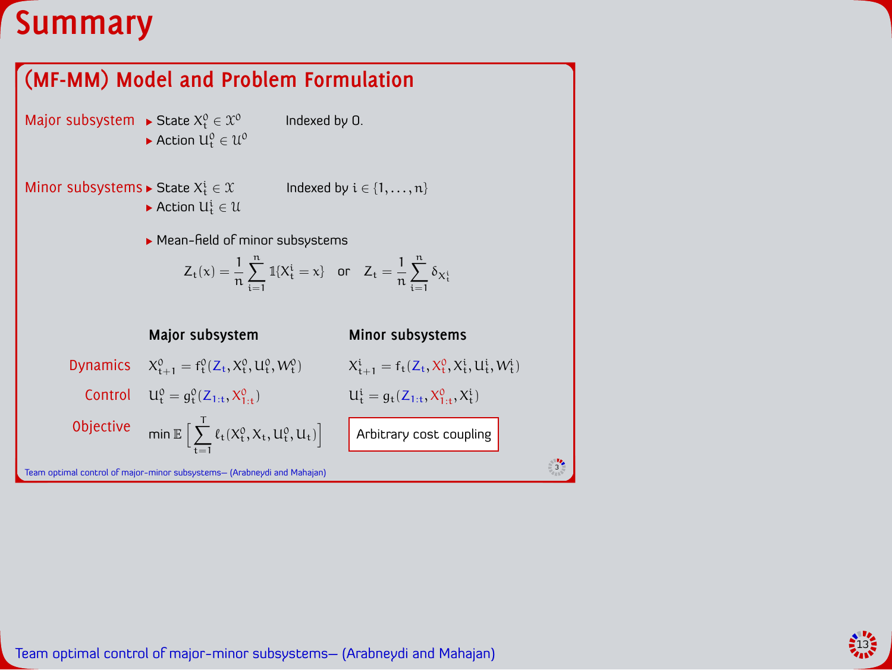# Summary

## (MF-MM) Model and Problem Formulation

**Major subsystem**

- State $X_t^0 \in \mathcal{X}^0$
- Action $U_t^0 \in \mathcal{U}^0$

Indexed by 0.

**Minor subsystems**

- State $X_t^i \in \mathcal{X}$
- Action $U_t^i \in \mathcal{U}$

Indexed by $i \in \{1, \dots, n\}$

- Mean-field of minor subsystems

$$Z_t(x) = \frac{1}{n}\sum_{i=1}^{n} \mathbb{1}\{X_t^i = x\} \quad \text{or} \quad Z_t = \frac{1}{n}\sum_{i=1}^{n} \delta_{X_t^i}$$

| | Major subsystem | Minor subsystems |
| --- | --- | --- |
| Dynamics | $X_{t+1}^0 = f_t^0(Z_t, X_t^0, U_t^0, W_t^0)$ | $X_{t+1}^i = f_t(Z_t, X_t^0, X_t^i, U_t^i, W_t^i)$ |
| Control | $U_t^0 = g_t^0(Z_{1:t}, X_{1:t}^0)$ | $U_t^i = g_t(Z_{1:t}, X_{1:t}^0, X_t^i)$ |
| Objective | $\min \mathbb{E}\Big[\sum_{t=1}^{T} \ell_t(X_t^0, X_t, U_t^0, U_t)\Big]$ | Arbitrary cost coupling |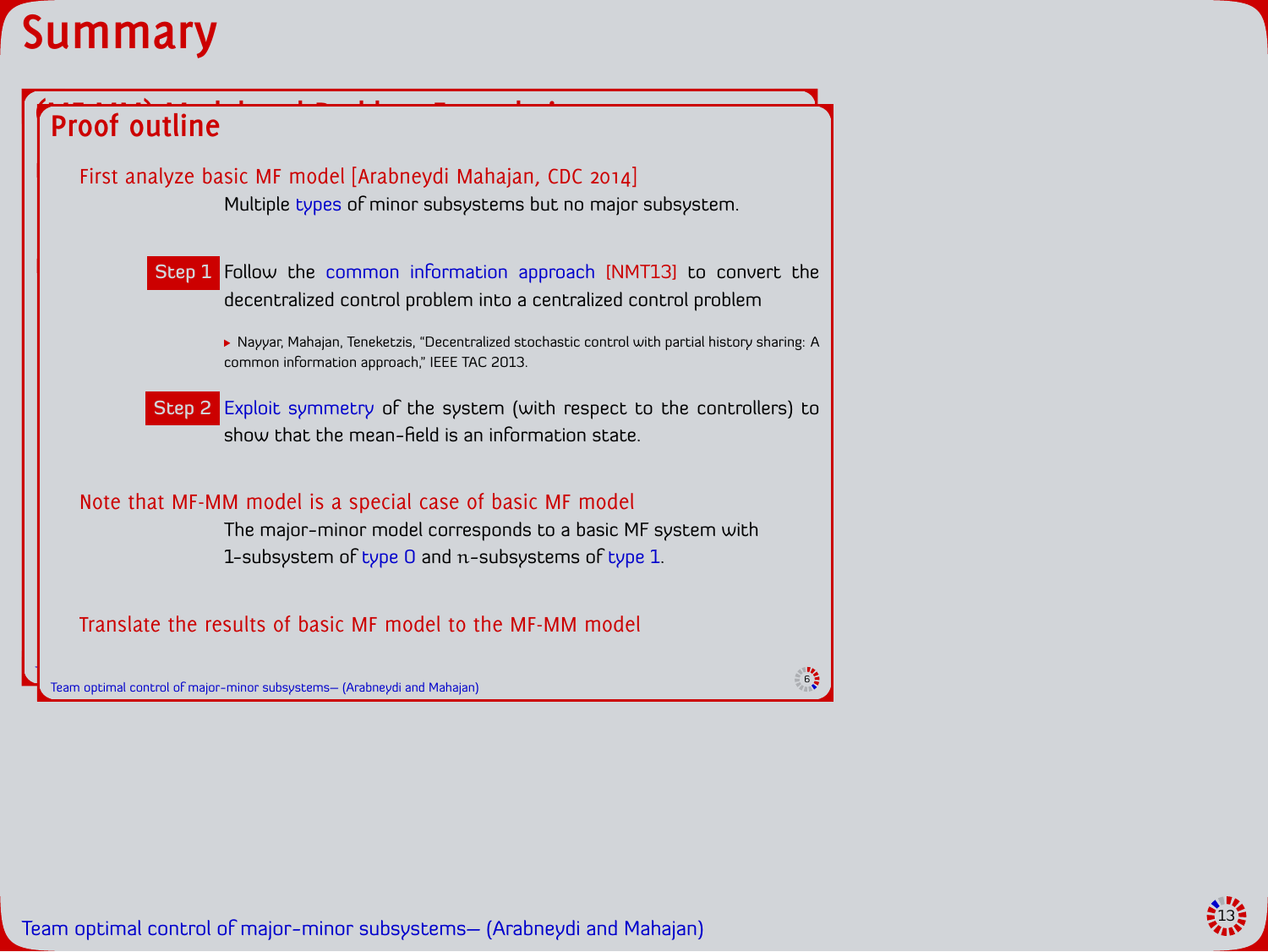# Summary

## Proof outline

First analyze basic MF model [Arabneydi Mahajan, CDC 2014]

Multiple types of minor subsystems but no major subsystem.

**Step 1** Follow the common information approach [NMT13] to convert the decentralized control problem into a centralized control problem

- Nayyar, Mahajan, Teneketzis, "Decentralized stochastic control with partial history sharing: A common information approach," IEEE TAC 2013.

**Step 2** Exploit symmetry of the system (with respect to the controllers) to show that the mean-field is an information state.

Note that MF-MM model is a special case of basic MF model

The major-minor model corresponds to a basic MF system with 1-subsystem of type 0 and $n$-subsystems of type 1.

Translate the results of basic MF model to the MF-MM model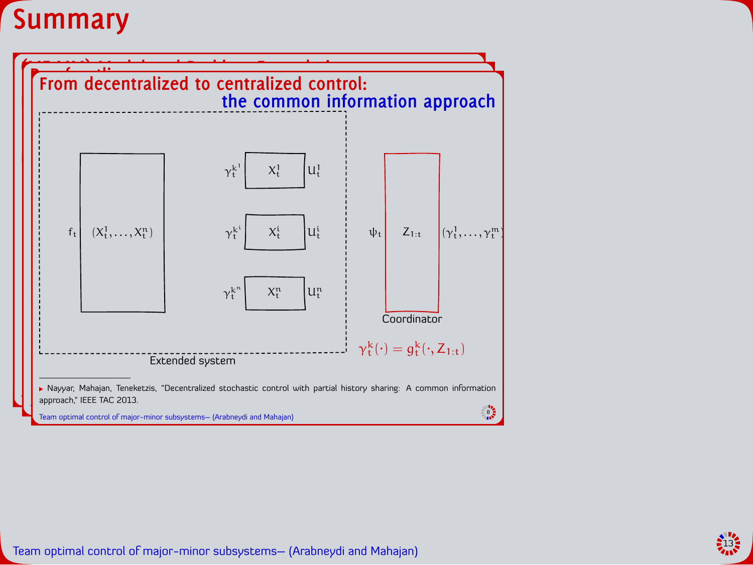# Summary

## From decentralized to centralized control: the common information approach

$f_t$ $(X_t^1, \dots, X_t^n)$

$\gamma_t^{k^1}$ $X_t^1$ $U_t^1$

$\gamma_t^{k^i}$ $X_t^i$ $U_t^i$

$\gamma_t^{k^n}$ $X_t^n$ $U_t^n$

Extended system

$\psi_t$ $Z_{1:t}$ $(\gamma_t^1, \dots, \gamma_t^m)$

Coordinator

$\gamma_t^k(\cdot) = g_t^k(\cdot, Z_{1:t})$

- Nayyar, Mahajan, Teneketzis, "Decentralized stochastic control with partial history sharing: A common information approach," IEEE TAC 2013.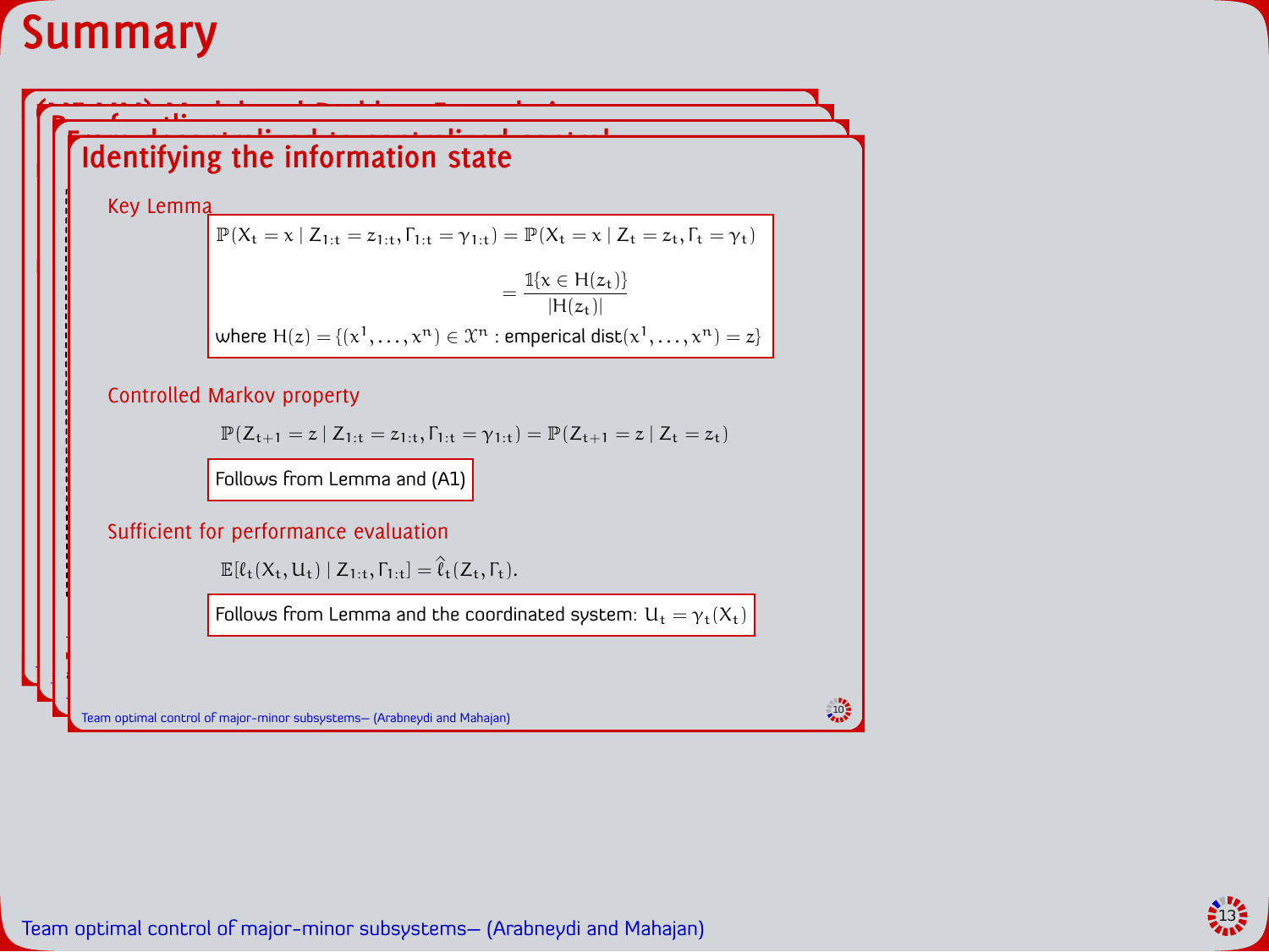# Summary

## Identifying the information state

**Key Lemma**

$$\mathbb{P}(X_t = x \mid Z_{1:t} = z_{1:t}, \Gamma_{1:t} = \gamma_{1:t}) = \mathbb{P}(X_t = x \mid Z_t = z_t, \Gamma_t = \gamma_t)$$

$$= \frac{\mathbb{1}\{x \in H(z_t)\}}{|H(z_t)|}$$

where $H(z) = \{(x^1, \dots, x^n) \in \mathcal{X}^n : \text{emperical dist}(x^1, \dots, x^n) = z\}$

**Controlled Markov property**

$$\mathbb{P}(Z_{t+1} = z \mid Z_{1:t} = z_{1:t}, \Gamma_{1:t} = \gamma_{1:t}) = \mathbb{P}(Z_{t+1} = z \mid Z_t = z_t)$$

Follows from Lemma and (A1)

**Sufficient for performance evaluation**

$$\mathbb{E}[\ell_t(X_t, U_t) \mid Z_{1:t}, \Gamma_{1:t}] = \hat{\ell}_t(Z_t, \Gamma_t).$$

Follows from Lemma and the coordinated system: $U_t = \gamma_t(X_t)$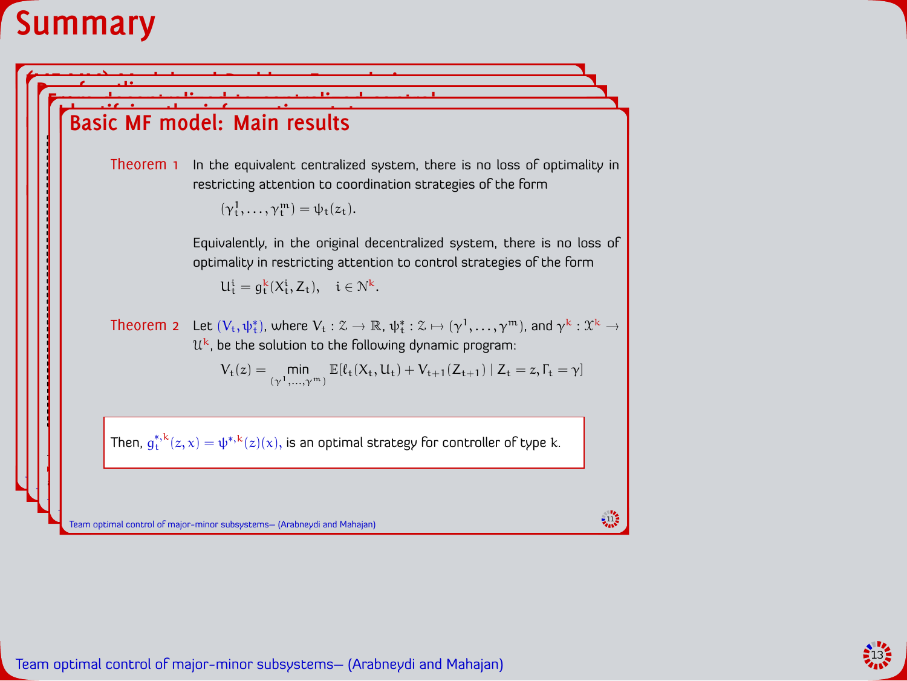# Summary

## Basic MF model: Main results

**Theorem 1** In the equivalent centralized system, there is no loss of optimality in restricting attention to coordination strategies of the form

$$(\gamma_t^1, \dots, \gamma_t^m) = \psi_t(z_t).$$

Equivalently, in the original decentralized system, there is no loss of optimality in restricting attention to control strategies of the form

$$U_t^i = g_t^k(X_t^i, Z_t), \quad i \in \mathcal{N}^k.$$

**Theorem 2** Let $(V_t, \psi_t^*)$, where $V_t : \mathcal{Z} \to \mathbb{R}$, $\psi_t^* : \mathcal{Z} \mapsto (\gamma^1, \dots, \gamma^m)$, and $\gamma^k : \mathcal{X}^k \to \mathcal{U}^k$, be the solution to the following dynamic program:

$$V_t(z) = \min_{(\gamma^1, \dots, \gamma^m)} \mathbb{E}[\ell_t(X_t, U_t) + V_{t+1}(Z_{t+1}) \mid Z_t = z, \Gamma_t = \gamma]$$

Then, $g_t^{*,k}(z, x) = \psi^{*,k}(z)(x)$, is an optimal strategy for controller of type $k$.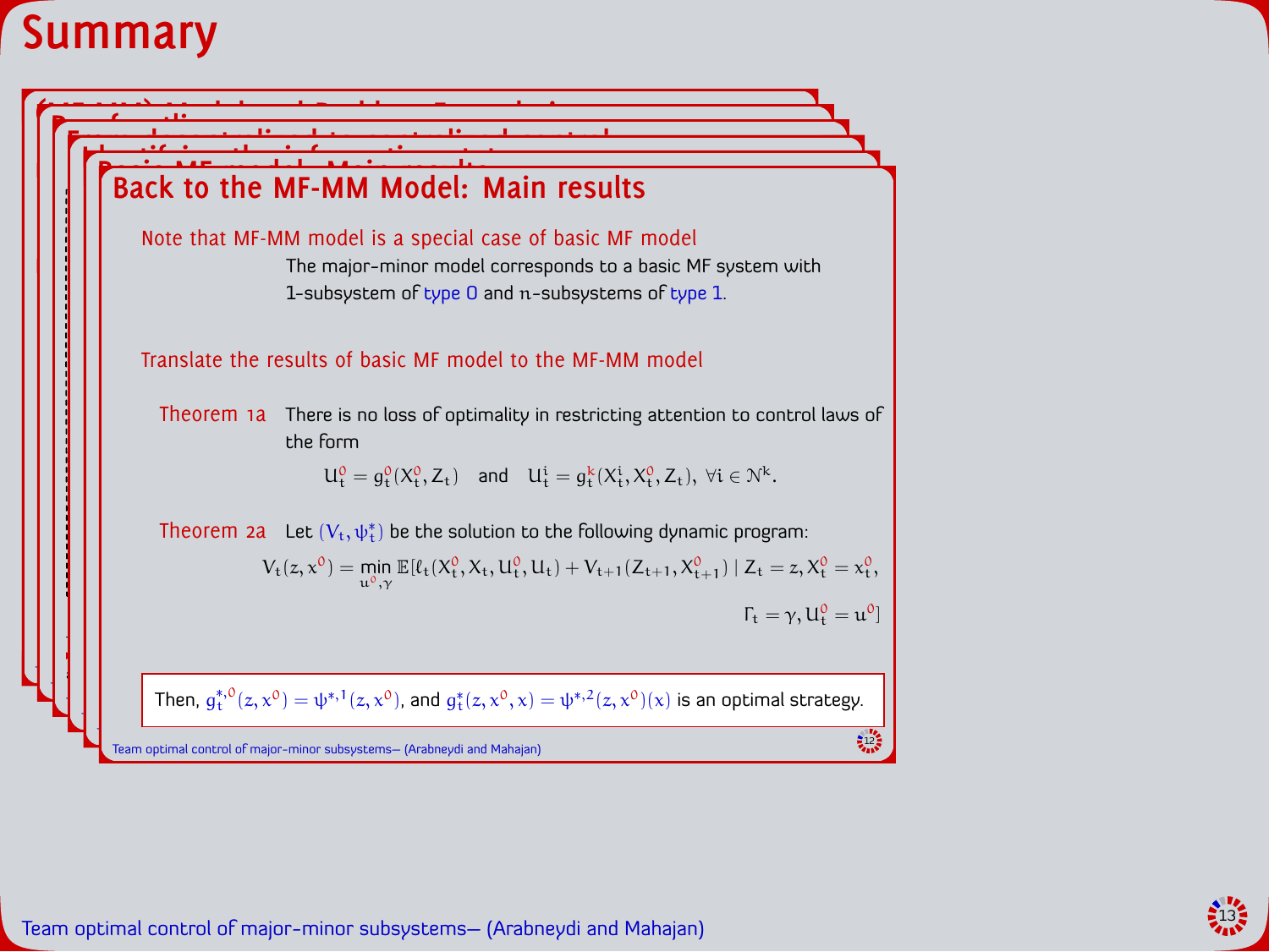# Summary

## Back to the MF-MM Model: Main results

**Note that MF-MM model is a special case of basic MF model**

The major-minor model corresponds to a basic MF system with 1-subsystem of type 0 and $n$-subsystems of type 1.

**Translate the results of basic MF model to the MF-MM model**

**Theorem 1a** There is no loss of optimality in restricting attention to control laws of the form

$$U_t^0 = g_t^0(X_t^0, Z_t) \quad \text{and} \quad U_t^i = g_t^k(X_t^i, X_t^0, Z_t), \ \forall i \in \mathcal{N}^k.$$

**Theorem 2a** Let $(V_t, \psi_t^*)$ be the solution to the following dynamic program:

$$V_t(z, x^0) = \min_{u^0, \gamma} \mathbb{E}[\ell_t(X_t^0, X_t, U_t^0, U_t) + V_{t+1}(Z_{t+1}, X_{t+1}^0) \mid Z_t = z, X_t^0 = x_t^0, \Gamma_t = \gamma, U_t^0 = u^0]$$

Then, $g_t^{*,0}(z, x^0) = \psi^{*,1}(z, x^0)$, and $g_t^*(z, x^0, x) = \psi^{*,2}(z, x^0)(x)$ is an optimal strategy.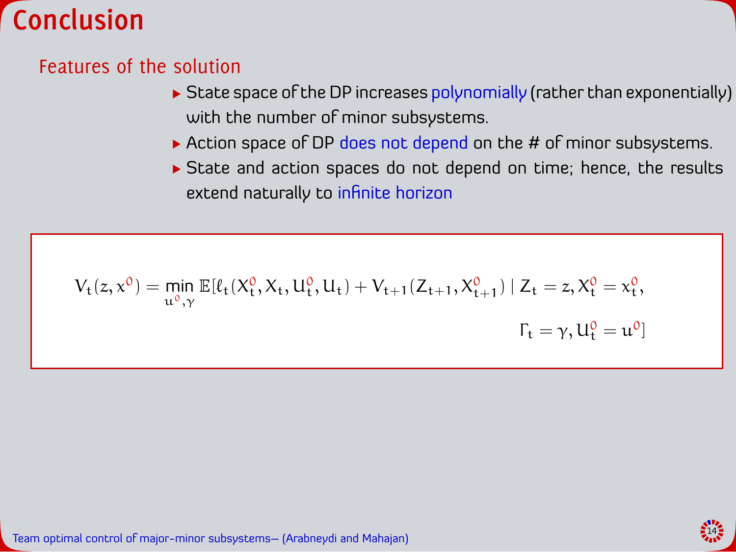# Conclusion

## Features of the solution

- State space of the DP increases polynomially (rather than exponentially) with the number of minor subsystems.
- Action space of DP does not depend on the # of minor subsystems.
- State and action spaces do not depend on time; hence, the results extend naturally to infinite horizon

$$
V_t(z, x^0) = \min_{u^0, \gamma} \mathbb{E}[\ell_t(X_t^0, X_t, U_t^0, U_t) + V_{t+1}(Z_{t+1}, X_{t+1}^0) \mid Z_t = z, X_t^0 = x_t^0, \Gamma_t = \gamma, U_t^0 = u^0]
$$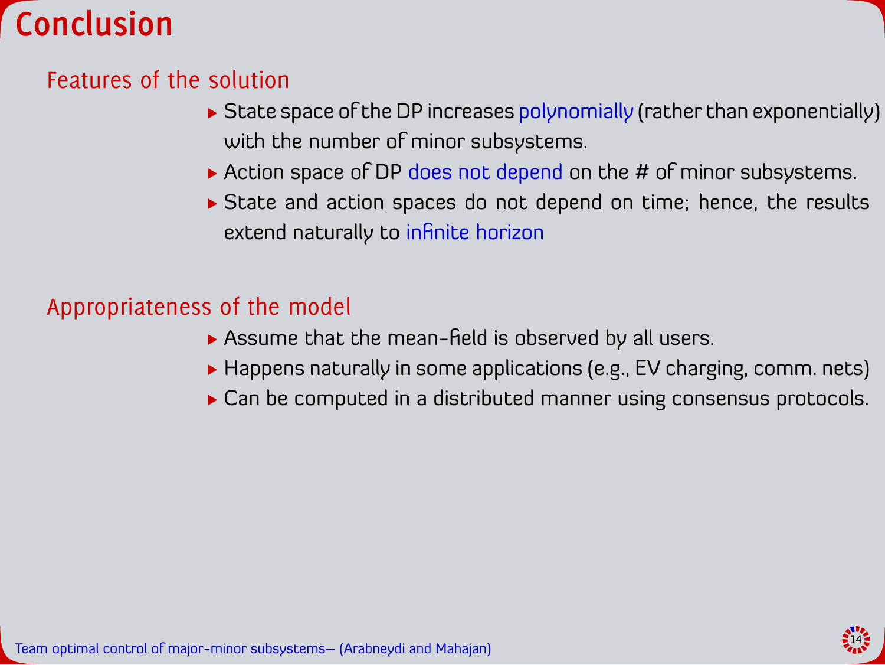# Conclusion

## Features of the solution

- State space of the DP increases polynomially (rather than exponentially) with the number of minor subsystems.
- Action space of DP does not depend on the # of minor subsystems.
- State and action spaces do not depend on time; hence, the results extend naturally to infinite horizon

## Appropriateness of the model

- Assume that the mean-field is observed by all users.
- Happens naturally in some applications (e.g., EV charging, comm. nets)
- Can be computed in a distributed manner using consensus protocols.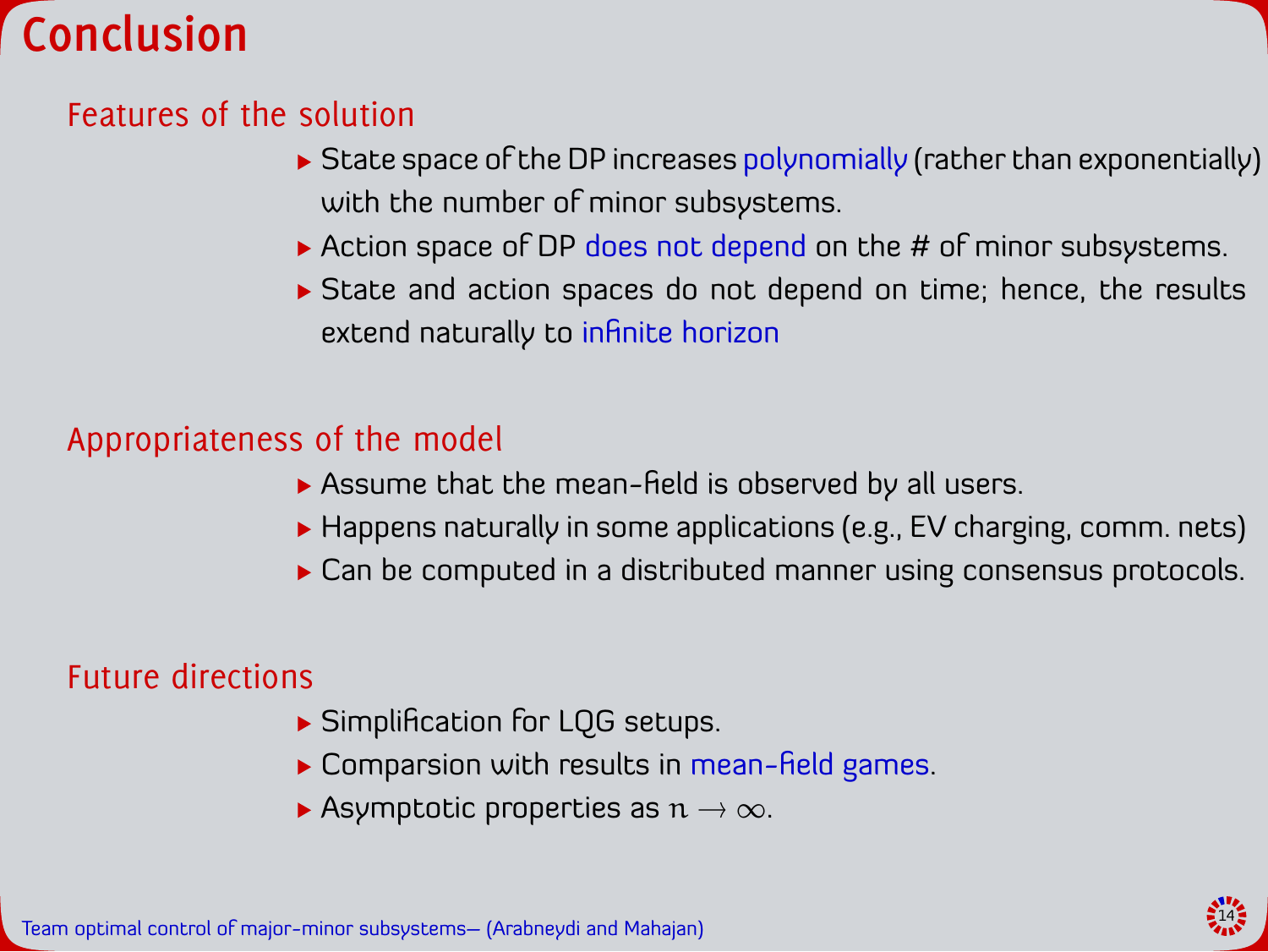# Conclusion

## Features of the solution

- State space of the DP increases polynomially (rather than exponentially) with the number of minor subsystems.
- Action space of DP does not depend on the # of minor subsystems.
- State and action spaces do not depend on time; hence, the results extend naturally to infinite horizon

## Appropriateness of the model

- Assume that the mean-field is observed by all users.
- Happens naturally in some applications (e.g., EV charging, comm. nets)
- Can be computed in a distributed manner using consensus protocols.

## Future directions

- Simplification for LQG setups.
- Comparsion with results in mean-field games.
- Asymptotic properties as $n \to \infty$.